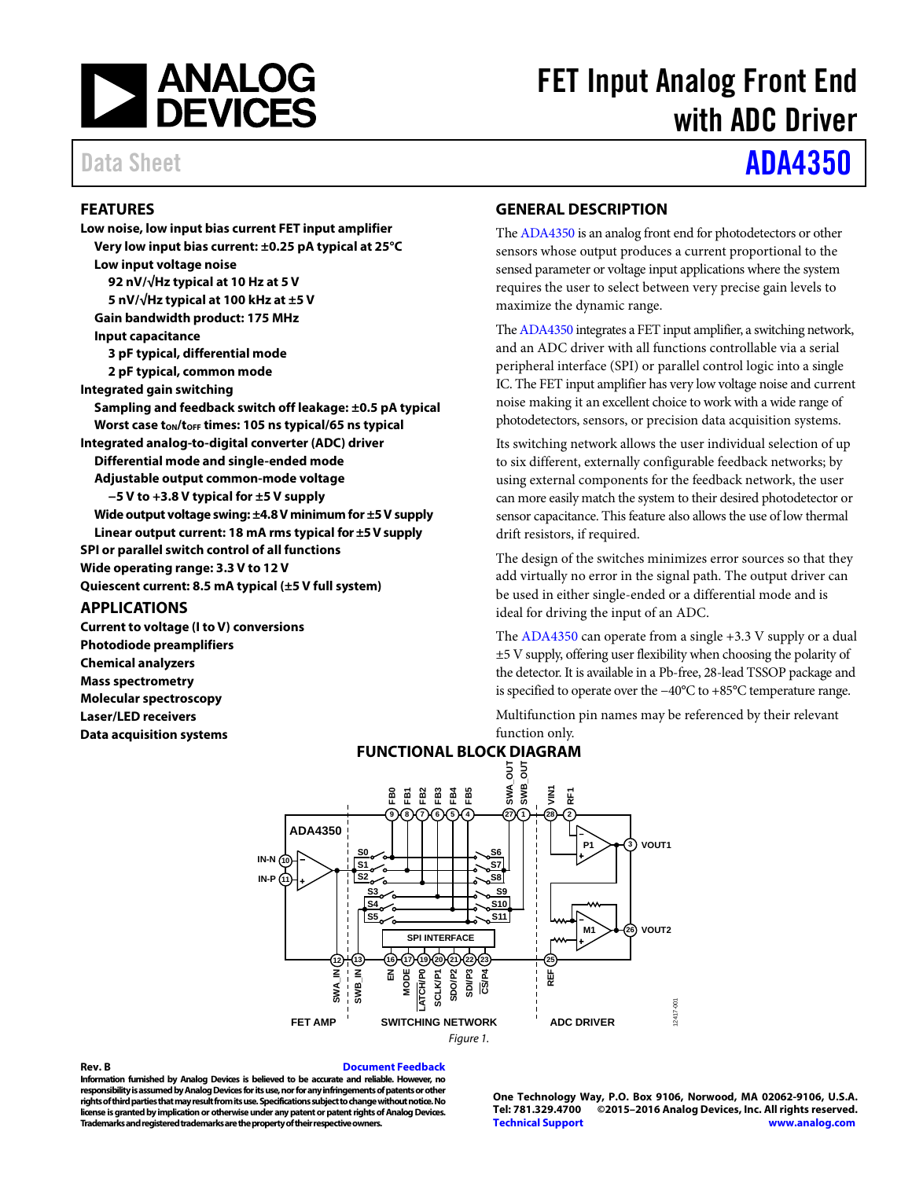# FET Input Analog Front End with ADC Driver

Data Sheet **ADA4350**

## FEATURES

**Low noise, low input bias current FET input amplifier**

- **Very low input bias current: ±0.25 pA typical at 25°C**
- **Low input voltage noise**
  - **92 nV/√Hz typical at 10 Hz at 5 V**
  - **5 nV/√Hz typical at 100 kHz at ±5 V**
- **Gain bandwidth product: 175 MHz**
- **Input capacitance**
  - **3 pF typical, differential mode**
  - **2 pF typical, common mode**

**Integrated gain switching**

- **Sampling and feedback switch off leakage: ±0.5 pA typical**
- **Worst case $t_{ON}$/$t_{OFF}$ times: 105 ns typical/65 ns typical**

**Integrated analog-to-digital converter (ADC) driver**

- **Differential mode and single-ended mode**
- **Adjustable output common-mode voltage**
  - **−5 V to +3.8 V typical for ±5 V supply**
- **Wide output voltage swing: ±4.8 V minimum for ±5 V supply**
- **Linear output current: 18 mA rms typical for ±5 V supply**

**SPI or parallel switch control of all functions**

**Wide operating range: 3.3 V to 12 V**

**Quiescent current: 8.5 mA typical (±5 V full system)**

## APPLICATIONS

**Current to voltage (I to V) conversions**
**Photodiode preamplifiers**
**Chemical analyzers**
**Mass spectrometry**
**Molecular spectroscopy**
**Laser/LED receivers**
**Data acquisition systems**

## GENERAL DESCRIPTION

The ADA4350 is an analog front end for photodetectors or other sensors whose output produces a current proportional to the sensed parameter or voltage input applications where the system requires the user to select between very precise gain levels to maximize the dynamic range.

The ADA4350 integrates a FET input amplifier, a switching network, and an ADC driver with all functions controllable via a serial peripheral interface (SPI) or parallel control logic into a single IC. The FET input amplifier has very low voltage noise and current noise making it an excellent choice to work with a wide range of photodetectors, sensors, or precision data acquisition systems.

Its switching network allows the user individual selection of up to six different, externally configurable feedback networks; by using external components for the feedback network, the user can more easily match the system to their desired photodetector or sensor capacitance. This feature also allows the use of low thermal drift resistors, if required.

The design of the switches minimizes error sources so that they add virtually no error in the signal path. The output driver can be used in either single-ended or a differential mode and is ideal for driving the input of an ADC.

The ADA4350 can operate from a single +3.3 V supply or a dual ±5 V supply, offering user flexibility when choosing the polarity of the detector. It is available in a Pb-free, 28-lead TSSOP package and is specified to operate over the −40°C to +85°C temperature range.

Multifunction pin names may be referenced by their relevant function only.

## FUNCTIONAL BLOCK DIAGRAM

Figure 1.

**Rev. B** Document Feedback

**Information furnished by Analog Devices is believed to be accurate and reliable. However, no responsibility is assumed by Analog Devices for its use, nor for any infringements of patents or other rights of third parties that may result from its use. Specifications subject to change without notice. No license is granted by implication or otherwise under any patent or patent rights of Analog Devices. Trademarks and registered trademarks are the property of their respective owners.**

**One Technology Way, P.O. Box 9106, Norwood, MA 02062-9106, U.S.A.**
**Tel: 781.329.4700 ©2015–2016 Analog Devices, Inc. All rights reserved.**
**Technical Support** **www.analog.com**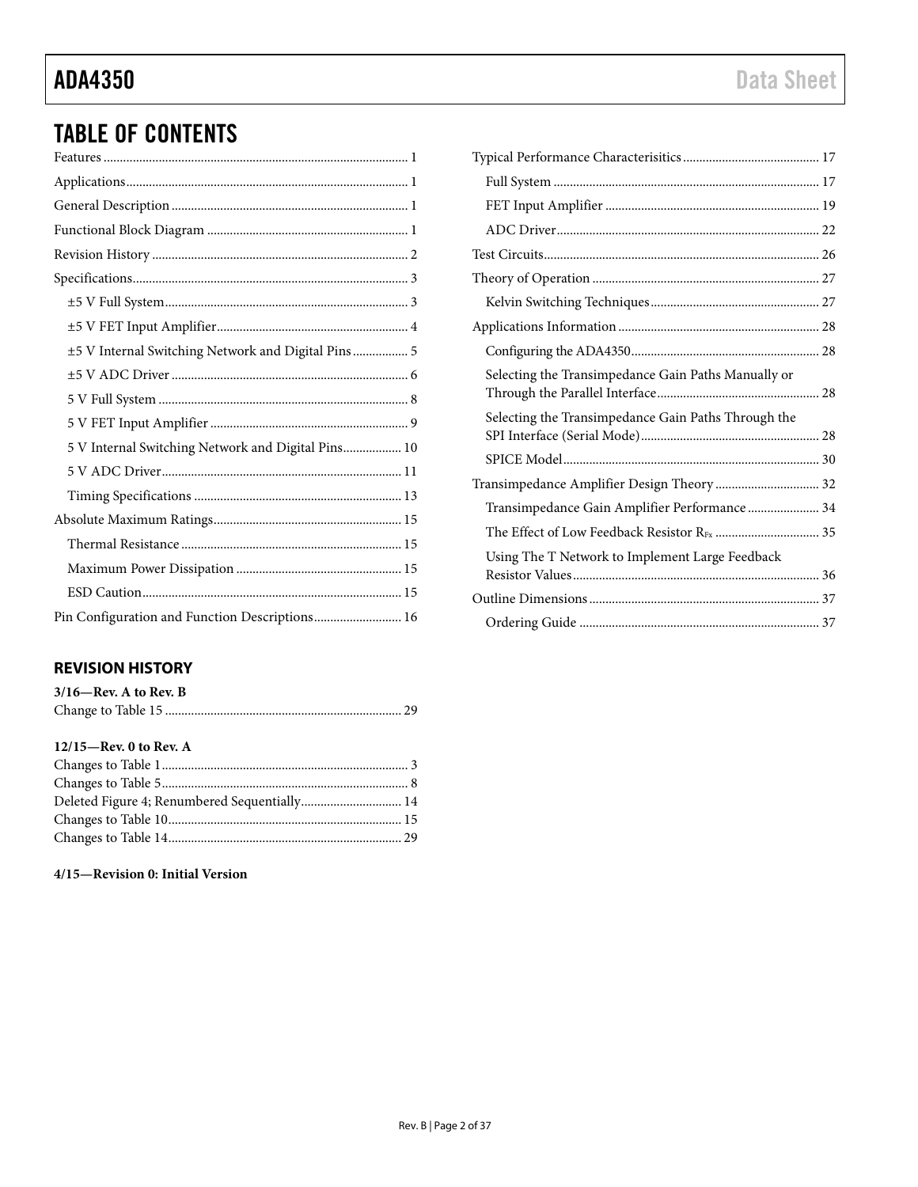## TABLE OF CONTENTS

Features ... 1
Applications ... 1
General Description ... 1
Functional Block Diagram ... 1
Revision History ... 2
Specifications ... 3
- ±5 V Full System ... 3
- ±5 V FET Input Amplifier ... 4
- ±5 V Internal Switching Network and Digital Pins ... 5
- ±5 V ADC Driver ... 6
- 5 V Full System ... 8
- 5 V FET Input Amplifier ... 9
- 5 V Internal Switching Network and Digital Pins ... 10
- 5 V ADC Driver ... 11
- Timing Specifications ... 13

Absolute Maximum Ratings ... 15
- Thermal Resistance ... 15
- Maximum Power Dissipation ... 15
- ESD Caution ... 15

Pin Configuration and Function Descriptions ... 16
Typical Performance Characterisitics ... 17
- Full System ... 17
- FET Input Amplifier ... 19
- ADC Driver ... 22

Test Circuits ... 26
Theory of Operation ... 27
- Kelvin Switching Techniques ... 27

Applications Information ... 28
- Configuring the ADA4350 ... 28
- Selecting the Transimpedance Gain Paths Manually or Through the Parallel Interface ... 28
- Selecting the Transimpedance Gain Paths Through the SPI Interface (Serial Mode) ... 28
- SPICE Model ... 30

Transimpedance Amplifier Design Theory ... 32
- Transimpedance Gain Amplifier Performance ... 34
- The Effect of Low Feedback Resistor $R_{Fx}$ ... 35
- Using The T Network to Implement Large Feedback Resistor Values ... 36

Outline Dimensions ... 37
- Ordering Guide ... 37

## REVISION HISTORY

**3/16—Rev. A to Rev. B**

Change to Table 15 ... 29

**12/15—Rev. 0 to Rev. A**

Changes to Table 1 ... 3
Changes to Table 5 ... 8
Deleted Figure 4; Renumbered Sequentially ... 14
Changes to Table 10 ... 15
Changes to Table 14 ... 29

**4/15—Revision 0: Initial Version**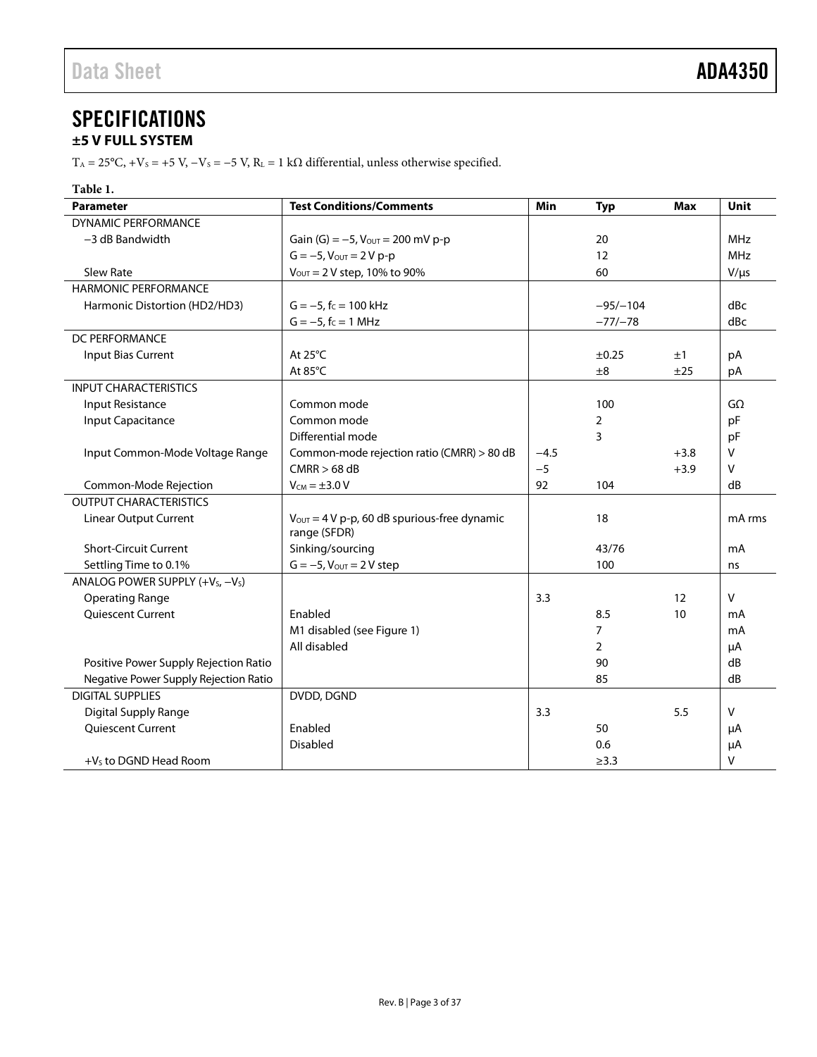# SPECIFICATIONS

## ±5 V FULL SYSTEM

$T_A$ = 25°C, $+V_S$ = +5 V, $−V_S$ = −5 V, $R_L$ = 1 kΩ differential, unless otherwise specified.

**Table 1.**

| Parameter | Test Conditions/Comments | Min | Typ | Max | Unit |
|---|---|---|---|---|---|
| DYNAMIC PERFORMANCE | | | | | |
| −3 dB Bandwidth | Gain (G) = −5, $V_{OUT}$ = 200 mV p-p | | 20 | | MHz |
| | G = −5, $V_{OUT}$ = 2 V p-p | | 12 | | MHz |
| Slew Rate | $V_{OUT}$ = 2 V step, 10% to 90% | | 60 | | V/µs |
| HARMONIC PERFORMANCE | | | | | |
| Harmonic Distortion (HD2/HD3) | G = −5, $f_C$ = 100 kHz | | −95/−104 | | dBc |
| | G = −5, $f_C$ = 1 MHz | | −77/−78 | | dBc |
| DC PERFORMANCE | | | | | |
| Input Bias Current | At 25°C | | ±0.25 | ±1 | pA |
| | At 85°C | | ±8 | ±25 | pA |
| INPUT CHARACTERISTICS | | | | | |
| Input Resistance | Common mode | | 100 | | GΩ |
| Input Capacitance | Common mode | | 2 | | pF |
| | Differential mode | | 3 | | pF |
| Input Common-Mode Voltage Range | Common-mode rejection ratio (CMRR) > 80 dB | −4.5 | | +3.8 | V |
| | CMRR > 68 dB | −5 | | +3.9 | V |
| Common-Mode Rejection | $V_{CM}$ = ±3.0 V | 92 | 104 | | dB |
| OUTPUT CHARACTERISTICS | | | | | |
| Linear Output Current | $V_{OUT}$ = 4 V p-p, 60 dB spurious-free dynamic range (SFDR) | | 18 | | mA rms |
| Short-Circuit Current | Sinking/sourcing | | 43/76 | | mA |
| Settling Time to 0.1% | G = −5, $V_{OUT}$ = 2 V step | | 100 | | ns |
| ANALOG POWER SUPPLY ($+V_S$, $−V_S$) | | | | | |
| Operating Range | | 3.3 | | 12 | V |
| Quiescent Current | Enabled | | 8.5 | 10 | mA |
| | M1 disabled (see Figure 1) | | 7 | | mA |
| | All disabled | | 2 | | µA |
| Positive Power Supply Rejection Ratio | | | 90 | | dB |
| Negative Power Supply Rejection Ratio | | | 85 | | dB |
| DIGITAL SUPPLIES | DVDD, DGND | | | | |
| Digital Supply Range | | 3.3 | | 5.5 | V |
| Quiescent Current | Enabled | | 50 | | µA |
| | Disabled | | 0.6 | | µA |
| $+V_S$ to DGND Head Room | | | ≥3.3 | | V |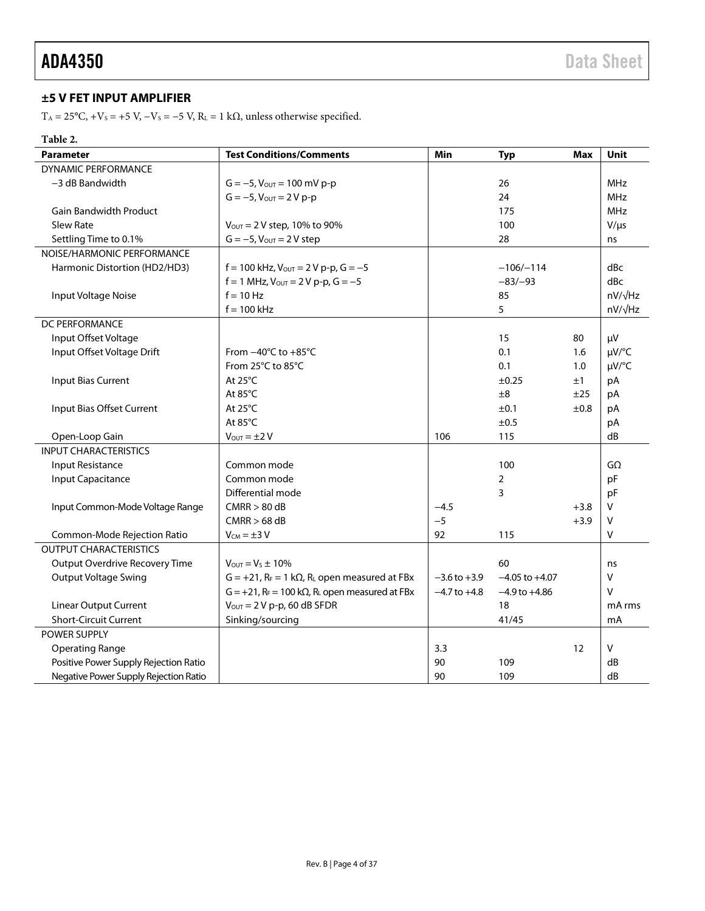## ±5 V FET INPUT AMPLIFIER

$T_A = 25°C$, $+V_S = +5$ V, $−V_S = −5$ V, $R_L = 1$ kΩ, unless otherwise specified.

**Table 2.**

| Parameter | Test Conditions/Comments | Min | Typ | Max | Unit |
|---|---|---|---|---|---|
| DYNAMIC PERFORMANCE | | | | | |
| −3 dB Bandwidth | G = −5, $V_{OUT}$ = 100 mV p-p | | 26 | | MHz |
| | G = −5, $V_{OUT}$ = 2 V p-p | | 24 | | MHz |
| Gain Bandwidth Product | | | 175 | | MHz |
| Slew Rate | $V_{OUT}$ = 2 V step, 10% to 90% | | 100 | | V/μs |
| Settling Time to 0.1% | G = −5, $V_{OUT}$ = 2 V step | | 28 | | ns |
| NOISE/HARMONIC PERFORMANCE | | | | | |
| Harmonic Distortion (HD2/HD3) | f = 100 kHz, $V_{OUT}$ = 2 V p-p, G = −5 | | −106/−114 | | dBc |
| | f = 1 MHz, $V_{OUT}$ = 2 V p-p, G = −5 | | −83/−93 | | dBc |
| Input Voltage Noise | f = 10 Hz | | 85 | | nV/√Hz |
| | f = 100 kHz | | 5 | | nV/√Hz |
| DC PERFORMANCE | | | | | |
| Input Offset Voltage | | | 15 | 80 | μV |
| Input Offset Voltage Drift | From −40°C to +85°C | | 0.1 | 1.6 | μV/°C |
| | From 25°C to 85°C | | 0.1 | 1.0 | μV/°C |
| Input Bias Current | At 25°C | | ±0.25 | ±1 | pA |
| | At 85°C | | ±8 | ±25 | pA |
| Input Bias Offset Current | At 25°C | | ±0.1 | ±0.8 | pA |
| | At 85°C | | ±0.5 | | pA |
| Open-Loop Gain | $V_{OUT}$ = ±2 V | 106 | 115 | | dB |
| INPUT CHARACTERISTICS | | | | | |
| Input Resistance | Common mode | | 100 | | GΩ |
| Input Capacitance | Common mode | | 2 | | pF |
| | Differential mode | | 3 | | pF |
| Input Common-Mode Voltage Range | CMRR > 80 dB | −4.5 | | +3.8 | V |
| | CMRR > 68 dB | −5 | | +3.9 | V |
| Common-Mode Rejection Ratio | $V_{CM}$ = ±3 V | 92 | 115 | | V |
| OUTPUT CHARACTERISTICS | | | | | |
| Output Overdrive Recovery Time | $V_{OUT}$ = $V_S$ ± 10% | | 60 | | ns |
| Output Voltage Swing | G = +21, $R_F$ = 1 kΩ, $R_L$ open measured at FBx | −3.6 to +3.9 | −4.05 to +4.07 | | V |
| | G = +21, $R_F$ = 100 kΩ, $R_L$ open measured at FBx | −4.7 to +4.8 | −4.9 to +4.86 | | V |
| Linear Output Current | $V_{OUT}$ = 2 V p-p, 60 dB SFDR | | 18 | | mA rms |
| Short-Circuit Current | Sinking/sourcing | | 41/45 | | mA |
| POWER SUPPLY | | | | | |
| Operating Range | | 3.3 | | 12 | V |
| Positive Power Supply Rejection Ratio | | 90 | 109 | | dB |
| Negative Power Supply Rejection Ratio | | 90 | 109 | | dB |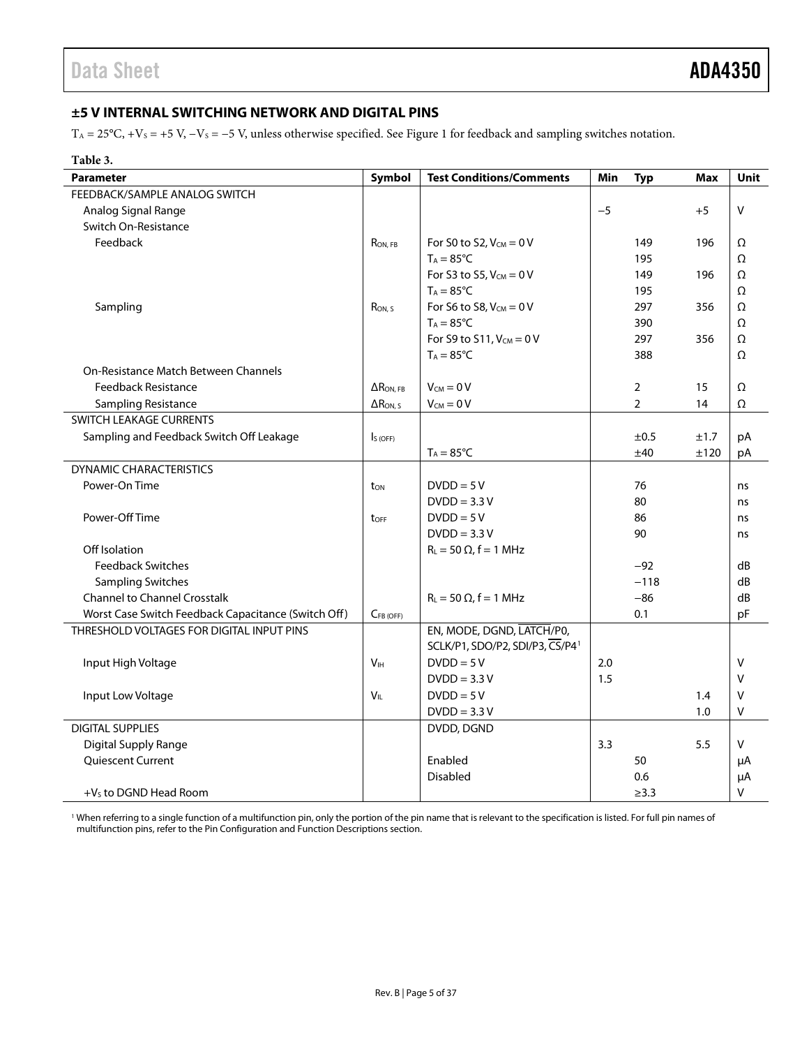## ±5 V INTERNAL SWITCHING NETWORK AND DIGITAL PINS

$T_A$ = 25°C, $+V_S$ = +5 V, $−V_S$ = −5 V, unless otherwise specified. See Figure 1 for feedback and sampling switches notation.

**Table 3.**

| Parameter | Symbol | Test Conditions/Comments | Min | Typ | Max | Unit |
|---|---|---|---|---|---|---|
| FEEDBACK/SAMPLE ANALOG SWITCH | | | | | | |
| Analog Signal Range | | | −5 | | +5 | V |
| Switch On-Resistance | | | | | | |
| Feedback | $R_{ON, FB}$ | For S0 to S2, $V_{CM}$ = 0 V | | 149 | 196 | Ω |
| | | $T_A$ = 85°C | | 195 | | Ω |
| | | For S3 to S5, $V_{CM}$ = 0 V | | 149 | 196 | Ω |
| | | $T_A$ = 85°C | | 195 | | Ω |
| Sampling | $R_{ON, S}$ | For S6 to S8, $V_{CM}$ = 0 V | | 297 | 356 | Ω |
| | | $T_A$ = 85°C | | 390 | | Ω |
| | | For S9 to S11, $V_{CM}$ = 0 V | | 297 | 356 | Ω |
| | | $T_A$ = 85°C | | 388 | | Ω |
| On-Resistance Match Between Channels | | | | | | |
| Feedback Resistance | $\Delta R_{ON, FB}$ | $V_{CM}$ = 0 V | | 2 | 15 | Ω |
| Sampling Resistance | $\Delta R_{ON, S}$ | $V_{CM}$ = 0 V | | 2 | 14 | Ω |
| SWITCH LEAKAGE CURRENTS | | | | | | |
| Sampling and Feedback Switch Off Leakage | $I_{S (OFF)}$ | | | ±0.5 | ±1.7 | pA |
| | | $T_A$ = 85°C | | ±40 | ±120 | pA |
| DYNAMIC CHARACTERISTICS | | | | | | |
| Power-On Time | $t_{ON}$ | DVDD = 5 V | | 76 | | ns |
| | | DVDD = 3.3 V | | 80 | | ns |
| Power-Off Time | $t_{OFF}$ | DVDD = 5 V | | 86 | | ns |
| | | DVDD = 3.3 V | | 90 | | ns |
| Off Isolation | | $R_L$ = 50 Ω, f = 1 MHz | | | | |
| Feedback Switches | | | | −92 | | dB |
| Sampling Switches | | | | −118 | | dB |
| Channel to Channel Crosstalk | | $R_L$ = 50 Ω, f = 1 MHz | | −86 | | dB |
| Worst Case Switch Feedback Capacitance (Switch Off) | $C_{FB (OFF)}$ | | | 0.1 | | pF |
| THRESHOLD VOLTAGES FOR DIGITAL INPUT PINS | | EN, MODE, DGND, $\overline{\text{LATCH}}$/P0, SCLK/P1, SDO/P2, SDI/P3, $\overline{\text{CS}}$/P4[1] | | | | |
| Input High Voltage | $V_{IH}$ | DVDD = 5 V | 2.0 | | | V |
| | | DVDD = 3.3 V | 1.5 | | | V |
| Input Low Voltage | $V_{IL}$ | DVDD = 5 V | | | 1.4 | V |
| | | DVDD = 3.3 V | | | 1.0 | V |
| DIGITAL SUPPLIES | | DVDD, DGND | | | | |
| Digital Supply Range | | | 3.3 | | 5.5 | V |
| Quiescent Current | | Enabled | | 50 | | μA |
| | | Disabled | | 0.6 | | μA |
| $+V_S$ to DGND Head Room | | | | ≥3.3 | | V |

[1] When referring to a single function of a multifunction pin, only the portion of the pin name that is relevant to the specification is listed. For full pin names of multifunction pins, refer to the Pin Configuration and Function Descriptions section.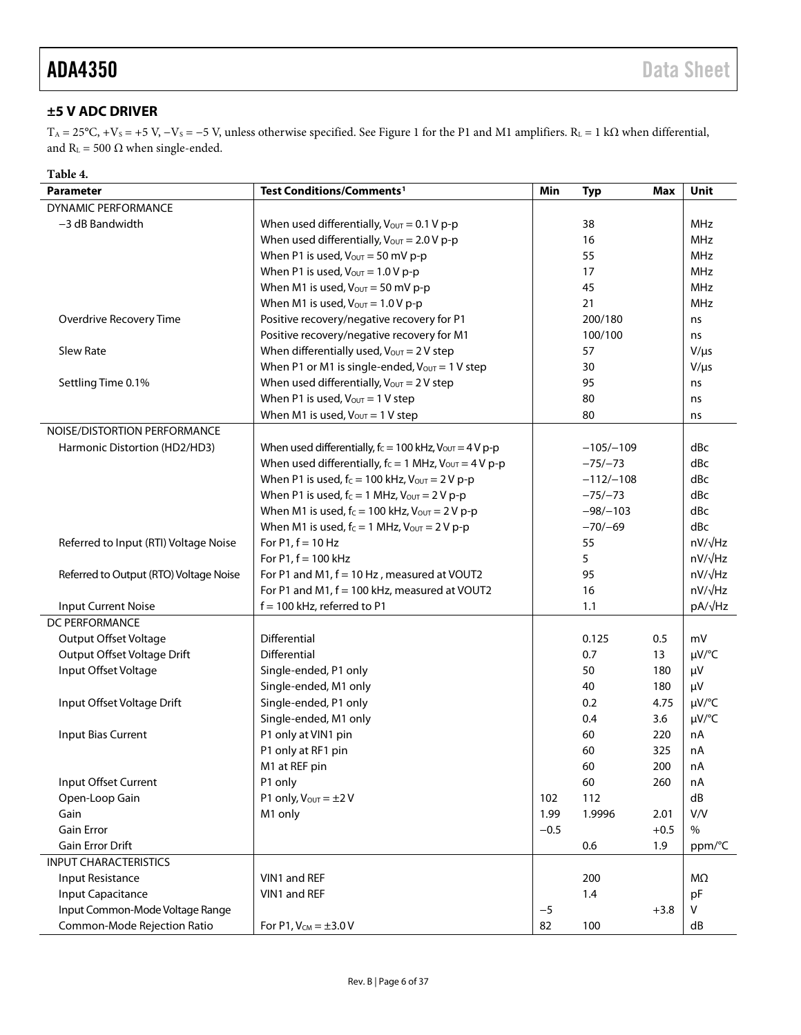## ±5 V ADC DRIVER

$T_A = 25°C$, $+V_S = +5$ V, $−V_S = −5$ V, unless otherwise specified. See Figure 1 for the P1 and M1 amplifiers. $R_L = 1$ kΩ when differential, and $R_L = 500$ Ω when single-ended.

**Table 4.**

| Parameter | Test Conditions/Comments[1] | Min | Typ | Max | Unit |
|---|---|---|---|---|---|
| DYNAMIC PERFORMANCE | | | | | |
| −3 dB Bandwidth | When used differentially, $V_{OUT}$ = 0.1 V p-p | | 38 | | MHz |
| | When used differentially, $V_{OUT}$ = 2.0 V p-p | | 16 | | MHz |
| | When P1 is used, $V_{OUT}$ = 50 mV p-p | | 55 | | MHz |
| | When P1 is used, $V_{OUT}$ = 1.0 V p-p | | 17 | | MHz |
| | When M1 is used, $V_{OUT}$ = 50 mV p-p | | 45 | | MHz |
| | When M1 is used, $V_{OUT}$ = 1.0 V p-p | | 21 | | MHz |
| Overdrive Recovery Time | Positive recovery/negative recovery for P1 | | 200/180 | | ns |
| | Positive recovery/negative recovery for M1 | | 100/100 | | ns |
| Slew Rate | When differentially used, $V_{OUT}$ = 2 V step | | 57 | | V/µs |
| | When P1 or M1 is single-ended, $V_{OUT}$ = 1 V step | | 30 | | V/µs |
| Settling Time 0.1% | When used differentially, $V_{OUT}$ = 2 V step | | 95 | | ns |
| | When P1 is used, $V_{OUT}$ = 1 V step | | 80 | | ns |
| | When M1 is used, $V_{OUT}$ = 1 V step | | 80 | | ns |
| NOISE/DISTORTION PERFORMANCE | | | | | |
| Harmonic Distortion (HD2/HD3) | When used differentially, $f_C$ = 100 kHz, $V_{OUT}$ = 4 V p-p | | −105/−109 | | dBc |
| | When used differentially, $f_C$ = 1 MHz, $V_{OUT}$ = 4 V p-p | | −75/−73 | | dBc |
| | When P1 is used, $f_C$ = 100 kHz, $V_{OUT}$ = 2 V p-p | | −112/−108 | | dBc |
| | When P1 is used, $f_C$ = 1 MHz, $V_{OUT}$ = 2 V p-p | | −75/−73 | | dBc |
| | When M1 is used, $f_C$ = 100 kHz, $V_{OUT}$ = 2 V p-p | | −98/−103 | | dBc |
| | When M1 is used, $f_C$ = 1 MHz, $V_{OUT}$ = 2 V p-p | | −70/−69 | | dBc |
| Referred to Input (RTI) Voltage Noise | For P1, f = 10 Hz | | 55 | | nV/√Hz |
| | For P1, f = 100 kHz | | 5 | | nV/√Hz |
| Referred to Output (RTO) Voltage Noise | For P1 and M1, f = 10 Hz , measured at VOUT2 | | 95 | | nV/√Hz |
| | For P1 and M1, f = 100 kHz, measured at VOUT2 | | 16 | | nV/√Hz |
| Input Current Noise | f = 100 kHz, referred to P1 | | 1.1 | | pA/√Hz |
| DC PERFORMANCE | | | | | |
| Output Offset Voltage | Differential | | 0.125 | 0.5 | mV |
| Output Offset Voltage Drift | Differential | | 0.7 | 13 | µV/°C |
| Input Offset Voltage | Single-ended, P1 only | | 50 | 180 | µV |
| | Single-ended, M1 only | | 40 | 180 | µV |
| Input Offset Voltage Drift | Single-ended, P1 only | | 0.2 | 4.75 | µV/°C |
| | Single-ended, M1 only | | 0.4 | 3.6 | µV/°C |
| Input Bias Current | P1 only at VIN1 pin | | 60 | 220 | nA |
| | P1 only at RF1 pin | | 60 | 325 | nA |
| | M1 at REF pin | | 60 | 200 | nA |
| Input Offset Current | P1 only | | 60 | 260 | nA |
| Open-Loop Gain | P1 only, $V_{OUT}$ = ±2 V | 102 | 112 | | dB |
| Gain | M1 only | 1.99 | 1.9996 | 2.01 | V/V |
| Gain Error | | −0.5 | | +0.5 | % |
| Gain Error Drift | | | 0.6 | 1.9 | ppm/°C |
| INPUT CHARACTERISTICS | | | | | |
| Input Resistance | VIN1 and REF | | 200 | | MΩ |
| Input Capacitance | VIN1 and REF | | 1.4 | | pF |
| Input Common-Mode Voltage Range | | −5 | | +3.8 | V |
| Common-Mode Rejection Ratio | For P1, $V_{CM}$ = ±3.0 V | 82 | 100 | | dB |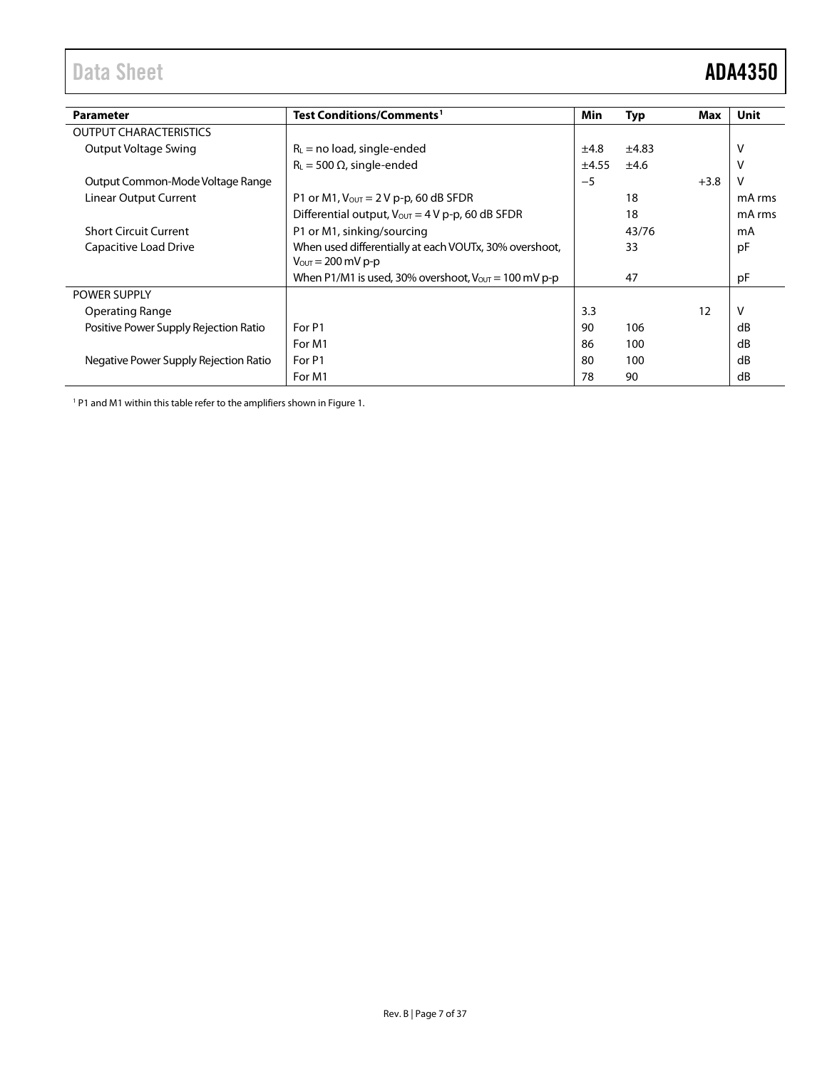| Parameter | Test Conditions/Comments[1] | Min | Typ | Max | Unit |
|---|---|---|---|---|---|
| OUTPUT CHARACTERISTICS | | | | | |
| Output Voltage Swing | $R_L$ = no load, single-ended | ±4.8 | ±4.83 | | V |
| | $R_L$ = 500 Ω, single-ended | ±4.55 | ±4.6 | | V |
| Output Common-Mode Voltage Range | | −5 | | +3.8 | V |
| Linear Output Current | P1 or M1, $V_{OUT}$ = 2 V p-p, 60 dB SFDR | | 18 | | mA rms |
| | Differential output, $V_{OUT}$ = 4 V p-p, 60 dB SFDR | | 18 | | mA rms |
| Short Circuit Current | P1 or M1, sinking/sourcing | | 43/76 | | mA |
| Capacitive Load Drive | When used differentially at each VOUTx, 30% overshoot, $V_{OUT}$ = 200 mV p-p | | 33 | | pF |
| | When P1/M1 is used, 30% overshoot, $V_{OUT}$ = 100 mV p-p | | 47 | | pF |
| POWER SUPPLY | | | | | |
| Operating Range | | 3.3 | | 12 | V |
| Positive Power Supply Rejection Ratio | For P1 | 90 | 106 | | dB |
| | For M1 | 86 | 100 | | dB |
| Negative Power Supply Rejection Ratio | For P1 | 80 | 100 | | dB |
| | For M1 | 78 | 90 | | dB |

[1] P1 and M1 within this table refer to the amplifiers shown in Figure 1.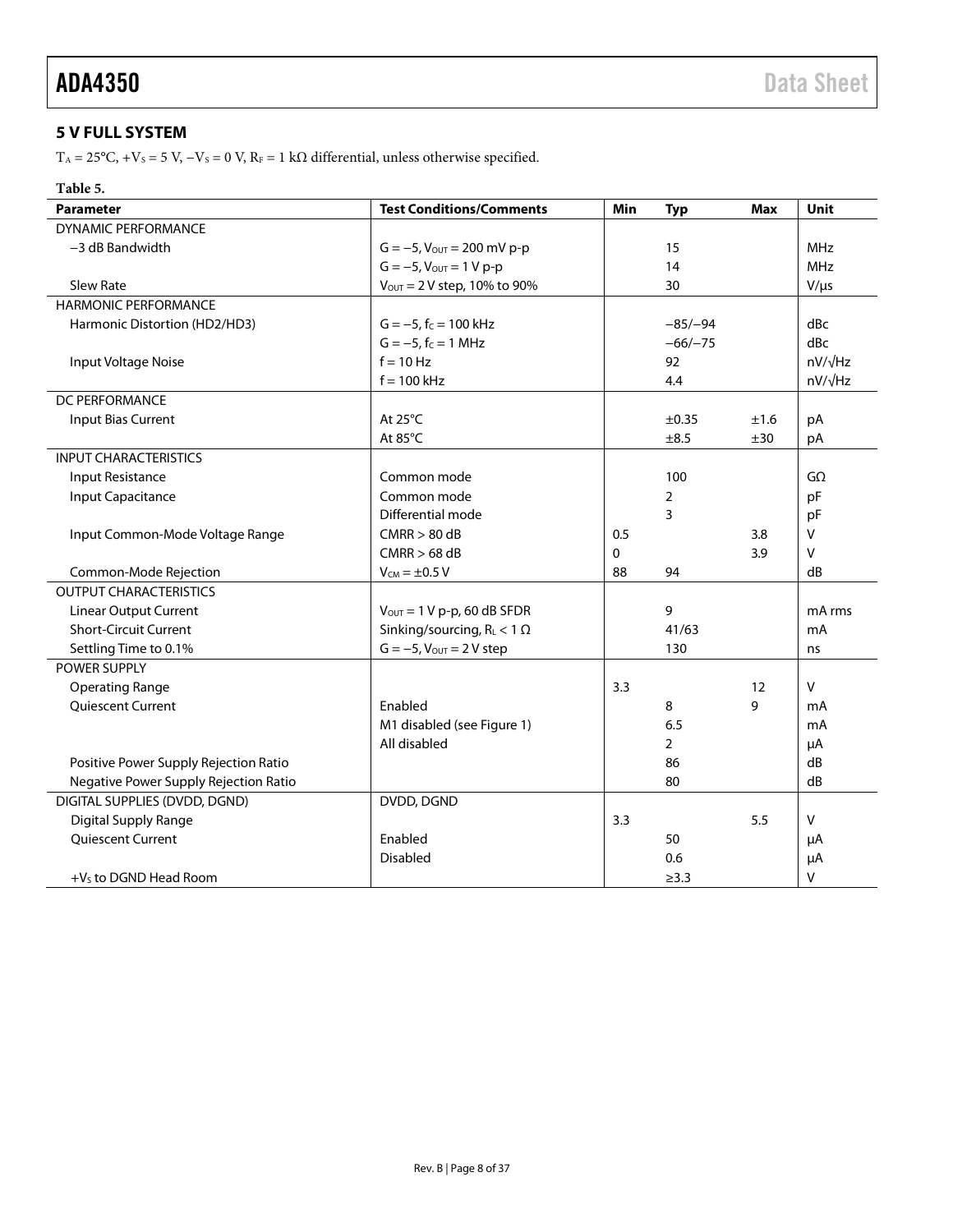## 5 V FULL SYSTEM

$T_A = 25°C$, $+V_S = 5$ V, $-V_S = 0$ V, $R_F = 1$ kΩ differential, unless otherwise specified.

**Table 5.**

| Parameter | Test Conditions/Comments | Min | Typ | Max | Unit |
|---|---|---|---|---|---|
| DYNAMIC PERFORMANCE | | | | | |
| −3 dB Bandwidth | $G = -5$, $V_{OUT} = 200$ mV p-p | | 15 | | MHz |
| | $G = -5$, $V_{OUT} = 1$ V p-p | | 14 | | MHz |
| Slew Rate | $V_{OUT} = 2$ V step, 10% to 90% | | 30 | | V/μs |
| HARMONIC PERFORMANCE | | | | | |
| Harmonic Distortion (HD2/HD3) | $G = -5$, $f_C = 100$ kHz | | −85/−94 | | dBc |
| | $G = -5$, $f_C = 1$ MHz | | −66/−75 | | dBc |
| Input Voltage Noise | f = 10 Hz | | 92 | | nV/√Hz |
| | f = 100 kHz | | 4.4 | | nV/√Hz |
| DC PERFORMANCE | | | | | |
| Input Bias Current | At 25°C | | ±0.35 | ±1.6 | pA |
| | At 85°C | | ±8.5 | ±30 | pA |
| INPUT CHARACTERISTICS | | | | | |
| Input Resistance | Common mode | | 100 | | GΩ |
| Input Capacitance | Common mode | | 2 | | pF |
| | Differential mode | | 3 | | pF |
| Input Common-Mode Voltage Range | CMRR > 80 dB | 0.5 | | 3.8 | V |
| | CMRR > 68 dB | 0 | | 3.9 | V |
| Common-Mode Rejection | $V_{CM} = \pm 0.5$ V | 88 | 94 | | dB |
| OUTPUT CHARACTERISTICS | | | | | |
| Linear Output Current | $V_{OUT} = 1$ V p-p, 60 dB SFDR | | 9 | | mA rms |
| Short-Circuit Current | Sinking/sourcing, $R_L < 1$ Ω | | 41/63 | | mA |
| Settling Time to 0.1% | $G = -5$, $V_{OUT} = 2$ V step | | 130 | | ns |
| POWER SUPPLY | | | | | |
| Operating Range | | 3.3 | | 12 | V |
| Quiescent Current | Enabled | | 8 | 9 | mA |
| | M1 disabled (see Figure 1) | | 6.5 | | mA |
| | All disabled | | 2 | | μA |
| Positive Power Supply Rejection Ratio | | | 86 | | dB |
| Negative Power Supply Rejection Ratio | | | 80 | | dB |
| DIGITAL SUPPLIES (DVDD, DGND) | DVDD, DGND | | | | |
| Digital Supply Range | | 3.3 | | 5.5 | V |
| Quiescent Current | Enabled | | 50 | | μA |
| | Disabled | | 0.6 | | μA |
| $+V_S$ to DGND Head Room | | | ≥3.3 | | V |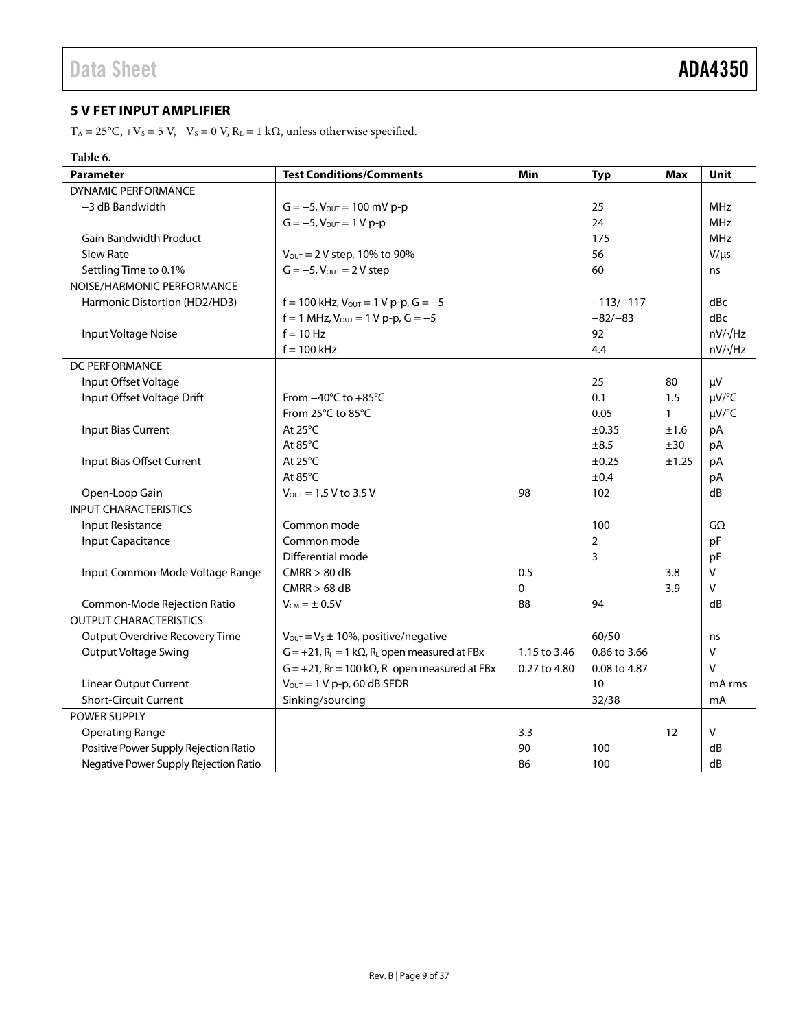## 5 V FET INPUT AMPLIFIER

$T_A$ = 25°C, $+V_S$ = 5 V, $−V_S$ = 0 V, $R_L$ = 1 kΩ, unless otherwise specified.

**Table 6.**

| Parameter | Test Conditions/Comments | Min | Typ | Max | Unit |
|---|---|---|---|---|---|
| DYNAMIC PERFORMANCE | | | | | |
| −3 dB Bandwidth | G = −5, $V_{OUT}$ = 100 mV p-p | | 25 | | MHz |
| | G = −5, $V_{OUT}$ = 1 V p-p | | 24 | | MHz |
| Gain Bandwidth Product | | | 175 | | MHz |
| Slew Rate | $V_{OUT}$ = 2 V step, 10% to 90% | | 56 | | V/µs |
| Settling Time to 0.1% | G = −5, $V_{OUT}$ = 2 V step | | 60 | | ns |
| NOISE/HARMONIC PERFORMANCE | | | | | |
| Harmonic Distortion (HD2/HD3) | f = 100 kHz, $V_{OUT}$ = 1 V p-p, G = −5 | | −113/−117 | | dBc |
| | f = 1 MHz, $V_{OUT}$ = 1 V p-p, G = −5 | | −82/−83 | | dBc |
| Input Voltage Noise | f = 10 Hz | | 92 | | nV/√Hz |
| | f = 100 kHz | | 4.4 | | nV/√Hz |
| DC PERFORMANCE | | | | | |
| Input Offset Voltage | | | 25 | 80 | µV |
| Input Offset Voltage Drift | From −40°C to +85°C | | 0.1 | 1.5 | µV/°C |
| | From 25°C to 85°C | | 0.05 | 1 | µV/°C |
| Input Bias Current | At 25°C | | ±0.35 | ±1.6 | pA |
| | At 85°C | | ±8.5 | ±30 | pA |
| Input Bias Offset Current | At 25°C | | ±0.25 | ±1.25 | pA |
| | At 85°C | | ±0.4 | | pA |
| Open-Loop Gain | $V_{OUT}$ = 1.5 V to 3.5 V | 98 | 102 | | dB |
| INPUT CHARACTERISTICS | | | | | |
| Input Resistance | Common mode | | 100 | | GΩ |
| Input Capacitance | Common mode | | 2 | | pF |
| | Differential mode | | 3 | | pF |
| Input Common-Mode Voltage Range | CMRR > 80 dB | 0.5 | | 3.8 | V |
| | CMRR > 68 dB | 0 | | 3.9 | V |
| Common-Mode Rejection Ratio | $V_{CM}$ = ± 0.5V | 88 | 94 | | dB |
| OUTPUT CHARACTERISTICS | | | | | |
| Output Overdrive Recovery Time | $V_{OUT}$ = $V_S$ ± 10%, positive/negative | | 60/50 | | ns |
| Output Voltage Swing | G = +21, $R_F$ = 1 kΩ, $R_L$ open measured at FBx | 1.15 to 3.46 | 0.86 to 3.66 | | V |
| | G = +21, $R_F$ = 100 kΩ, $R_L$ open measured at FBx | 0.27 to 4.80 | 0.08 to 4.87 | | V |
| Linear Output Current | $V_{OUT}$ = 1 V p-p, 60 dB SFDR | | 10 | | mA rms |
| Short-Circuit Current | Sinking/sourcing | | 32/38 | | mA |
| POWER SUPPLY | | | | | |
| Operating Range | | 3.3 | | 12 | V |
| Positive Power Supply Rejection Ratio | | 90 | 100 | | dB |
| Negative Power Supply Rejection Ratio | | 86 | 100 | | dB |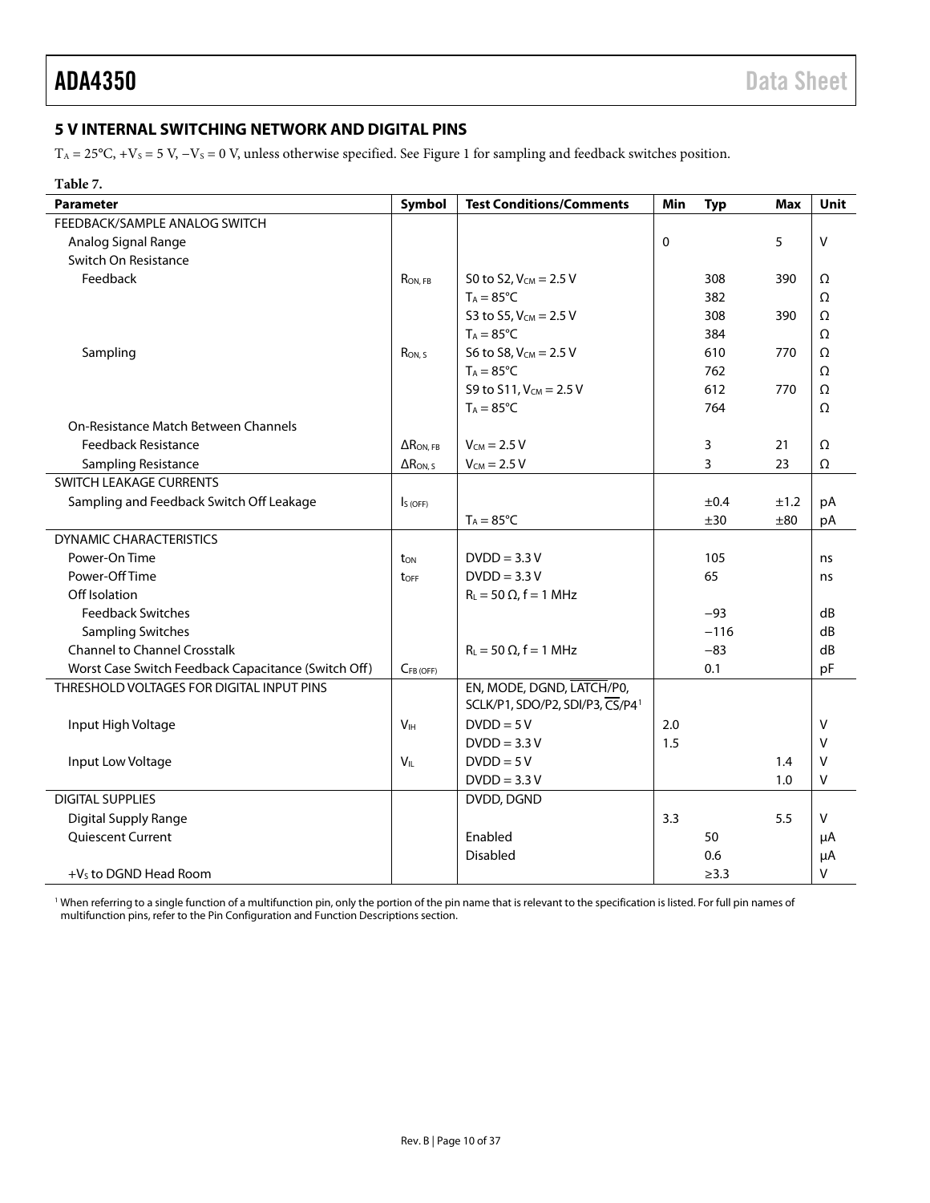### 5 V INTERNAL SWITCHING NETWORK AND DIGITAL PINS

$T_A$ = 25°C, $+V_S$ = 5 V, $−V_S$ = 0 V, unless otherwise specified. See Figure 1 for sampling and feedback switches position.

**Table 7.**

| Parameter | Symbol | Test Conditions/Comments | Min | Typ | Max | Unit |
|---|---|---|---|---|---|---|
| FEEDBACK/SAMPLE ANALOG SWITCH | | | | | | |
| Analog Signal Range | | | 0 | | 5 | V |
| Switch On Resistance | | | | | | |
| Feedback | $R_{ON, FB}$ | S0 to S2, $V_{CM}$ = 2.5 V | | 308 | 390 | Ω |
| | | $T_A$ = 85°C | | 382 | | Ω |
| | | S3 to S5, $V_{CM}$ = 2.5 V | | 308 | 390 | Ω |
| | | $T_A$ = 85°C | | 384 | | Ω |
| Sampling | $R_{ON, S}$ | S6 to S8, $V_{CM}$ = 2.5 V | | 610 | 770 | Ω |
| | | $T_A$ = 85°C | | 762 | | Ω |
| | | S9 to S11, $V_{CM}$ = 2.5 V | | 612 | 770 | Ω |
| | | $T_A$ = 85°C | | 764 | | Ω |
| On-Resistance Match Between Channels | | | | | | |
| Feedback Resistance | $\Delta R_{ON, FB}$ | $V_{CM}$ = 2.5 V | | 3 | 21 | Ω |
| Sampling Resistance | $\Delta R_{ON, S}$ | $V_{CM}$ = 2.5 V | | 3 | 23 | Ω |
| SWITCH LEAKAGE CURRENTS | | | | | | |
| Sampling and Feedback Switch Off Leakage | $I_{S (OFF)}$ | | | ±0.4 | ±1.2 | pA |
| | | $T_A$ = 85°C | | ±30 | ±80 | pA |
| DYNAMIC CHARACTERISTICS | | | | | | |
| Power-On Time | $t_{ON}$ | DVDD = 3.3 V | | 105 | | ns |
| Power-Off Time | $t_{OFF}$ | DVDD = 3.3 V | | 65 | | ns |
| Off Isolation | | $R_L$ = 50 Ω, f = 1 MHz | | | | |
| Feedback Switches | | | | −93 | | dB |
| Sampling Switches | | | | −116 | | dB |
| Channel to Channel Crosstalk | | $R_L$ = 50 Ω, f = 1 MHz | | −83 | | dB |
| Worst Case Switch Feedback Capacitance (Switch Off) | $C_{FB (OFF)}$ | | | 0.1 | | pF |
| THRESHOLD VOLTAGES FOR DIGITAL INPUT PINS | | EN, MODE, DGND, $\overline{LATCH}$/P0, SCLK/P1, SDO/P2, SDI/P3, $\overline{CS}$/P4[1] | | | | |
| Input High Voltage | $V_{IH}$ | DVDD = 5 V | 2.0 | | | V |
| | | DVDD = 3.3 V | 1.5 | | | V |
| Input Low Voltage | $V_{IL}$ | DVDD = 5 V | | | 1.4 | V |
| | | DVDD = 3.3 V | | | 1.0 | V |
| DIGITAL SUPPLIES | | DVDD, DGND | | | | |
| Digital Supply Range | | | 3.3 | | 5.5 | V |
| Quiescent Current | | Enabled | | 50 | | μA |
| | | Disabled | | 0.6 | | μA |
| $+V_S$ to DGND Head Room | | | | ≥3.3 | | V |

[1] When referring to a single function of a multifunction pin, only the portion of the pin name that is relevant to the specification is listed. For full pin names of multifunction pins, refer to the Pin Configuration and Function Descriptions section.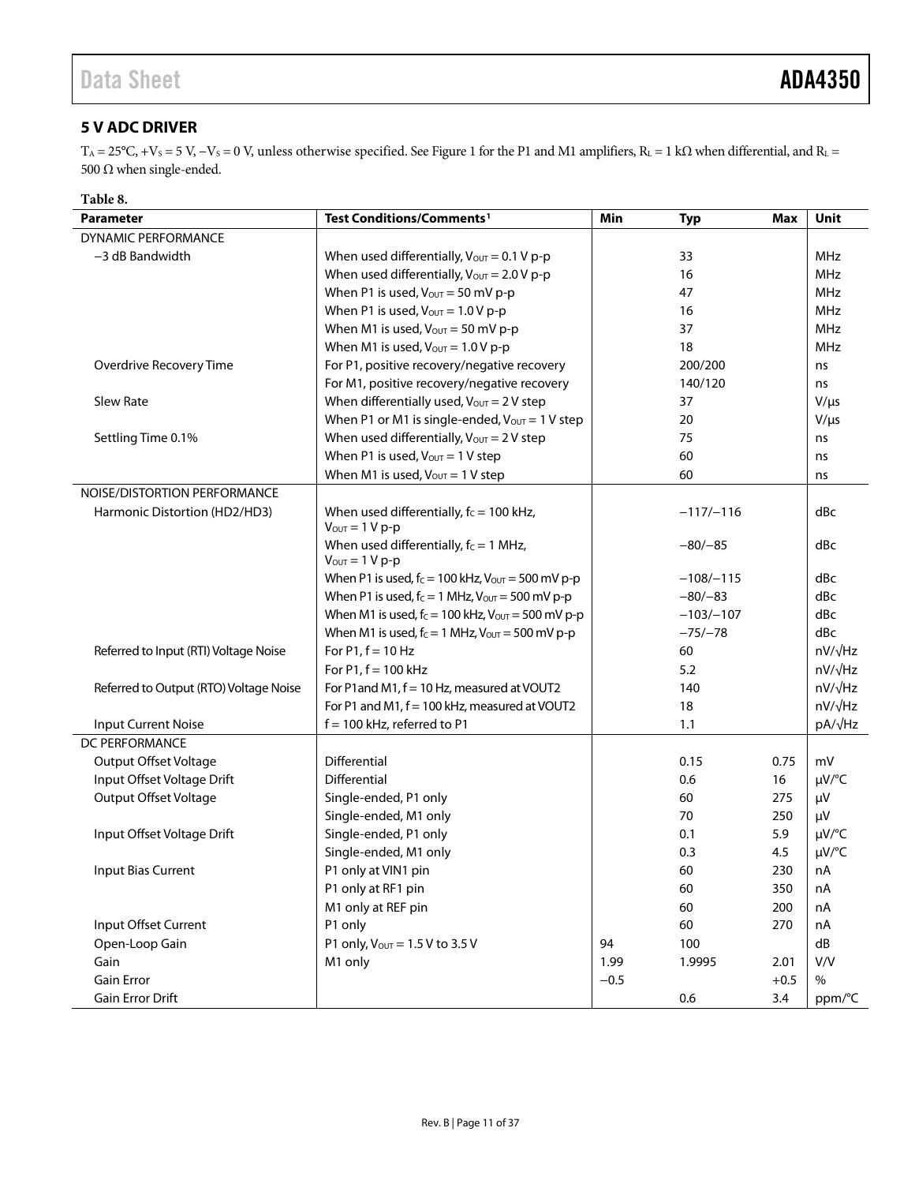## 5 V ADC DRIVER

$T_A = 25°C$, $+V_S = 5$ V, $-V_S = 0$ V, unless otherwise specified. See Figure 1 for the P1 and M1 amplifiers, $R_L = 1$ kΩ when differential, and $R_L = 500$ Ω when single-ended.

**Table 8.**

| Parameter | Test Conditions/Comments[1] | Min | Typ | Max | Unit |
|---|---|---|---|---|---|
| DYNAMIC PERFORMANCE | | | | | |
| −3 dB Bandwidth | When used differentially, $V_{OUT} = 0.1$ V p-p | | 33 | | MHz |
| | When used differentially, $V_{OUT} = 2.0$ V p-p | | 16 | | MHz |
| | When P1 is used, $V_{OUT} = 50$ mV p-p | | 47 | | MHz |
| | When P1 is used, $V_{OUT} = 1.0$ V p-p | | 16 | | MHz |
| | When M1 is used, $V_{OUT} = 50$ mV p-p | | 37 | | MHz |
| | When M1 is used, $V_{OUT} = 1.0$ V p-p | | 18 | | MHz |
| Overdrive Recovery Time | For P1, positive recovery/negative recovery | | 200/200 | | ns |
| | For M1, positive recovery/negative recovery | | 140/120 | | ns |
| Slew Rate | When differentially used, $V_{OUT} = 2$ V step | | 37 | | V/μs |
| | When P1 or M1 is single-ended, $V_{OUT} = 1$ V step | | 20 | | V/μs |
| Settling Time 0.1% | When used differentially, $V_{OUT} = 2$ V step | | 75 | | ns |
| | When P1 is used, $V_{OUT} = 1$ V step | | 60 | | ns |
| | When M1 is used, $V_{OUT} = 1$ V step | | 60 | | ns |
| NOISE/DISTORTION PERFORMANCE | | | | | |
| Harmonic Distortion (HD2/HD3) | When used differentially, $f_C = 100$ kHz, $V_{OUT} = 1$ V p-p | | −117/−116 | | dBc |
| | When used differentially, $f_C = 1$ MHz, $V_{OUT} = 1$ V p-p | | −80/−85 | | dBc |
| | When P1 is used, $f_C = 100$ kHz, $V_{OUT} = 500$ mV p-p | | −108/−115 | | dBc |
| | When P1 is used, $f_C = 1$ MHz, $V_{OUT} = 500$ mV p-p | | −80/−83 | | dBc |
| | When M1 is used, $f_C = 100$ kHz, $V_{OUT} = 500$ mV p-p | | −103/−107 | | dBc |
| | When M1 is used, $f_C = 1$ MHz, $V_{OUT} = 500$ mV p-p | | −75/−78 | | dBc |
| Referred to Input (RTI) Voltage Noise | For P1, f = 10 Hz | | 60 | | nV/√Hz |
| | For P1, f = 100 kHz | | 5.2 | | nV/√Hz |
| Referred to Output (RTO) Voltage Noise | For P1and M1, f = 10 Hz, measured at VOUT2 | | 140 | | nV/√Hz |
| | For P1 and M1, f = 100 kHz, measured at VOUT2 | | 18 | | nV/√Hz |
| Input Current Noise | f = 100 kHz, referred to P1 | | 1.1 | | pA/√Hz |
| DC PERFORMANCE | | | | | |
| Output Offset Voltage | Differential | | 0.15 | 0.75 | mV |
| Input Offset Voltage Drift | Differential | | 0.6 | 16 | μV/°C |
| Output Offset Voltage | Single-ended, P1 only | | 60 | 275 | μV |
| | Single-ended, M1 only | | 70 | 250 | μV |
| Input Offset Voltage Drift | Single-ended, P1 only | | 0.1 | 5.9 | μV/°C |
| | Single-ended, M1 only | | 0.3 | 4.5 | μV/°C |
| Input Bias Current | P1 only at VIN1 pin | | 60 | 230 | nA |
| | P1 only at RF1 pin | | 60 | 350 | nA |
| | M1 only at REF pin | | 60 | 200 | nA |
| Input Offset Current | P1 only | | 60 | 270 | nA |
| Open-Loop Gain | P1 only, $V_{OUT} = 1.5$ V to 3.5 V | 94 | 100 | | dB |
| Gain | M1 only | 1.99 | 1.9995 | 2.01 | V/V |
| Gain Error | | −0.5 | | +0.5 | % |
| Gain Error Drift | | | 0.6 | 3.4 | ppm/°C |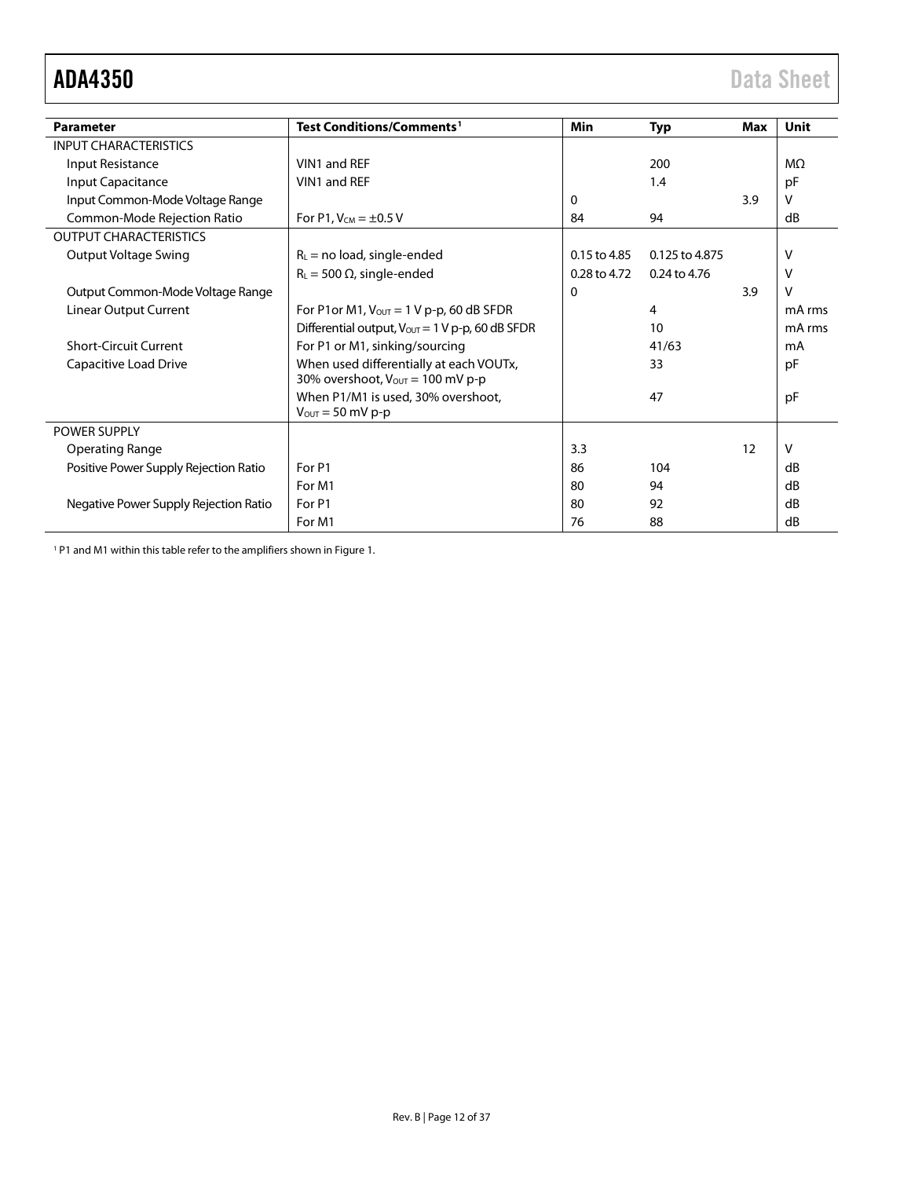| Parameter | Test Conditions/Comments[1] | Min | Typ | Max | Unit |
|---|---|---|---|---|---|
| INPUT CHARACTERISTICS | | | | | |
| Input Resistance | VIN1 and REF | | 200 | | MΩ |
| Input Capacitance | VIN1 and REF | | 1.4 | | pF |
| Input Common-Mode Voltage Range | | 0 | | 3.9 | V |
| Common-Mode Rejection Ratio | For P1, $V_{CM}$ = ±0.5 V | 84 | 94 | | dB |
| OUTPUT CHARACTERISTICS | | | | | |
| Output Voltage Swing | $R_L$ = no load, single-ended | 0.15 to 4.85 | 0.125 to 4.875 | | V |
| | $R_L$ = 500 Ω, single-ended | 0.28 to 4.72 | 0.24 to 4.76 | | V |
| Output Common-Mode Voltage Range | | 0 | | 3.9 | V |
| Linear Output Current | For P1or M1, $V_{OUT}$ = 1 V p-p, 60 dB SFDR | | 4 | | mA rms |
| | Differential output, $V_{OUT}$ = 1 V p-p, 60 dB SFDR | | 10 | | mA rms |
| Short-Circuit Current | For P1 or M1, sinking/sourcing | | 41/63 | | mA |
| Capacitive Load Drive | When used differentially at each VOUTx, 30% overshoot, $V_{OUT}$ = 100 mV p-p | | 33 | | pF |
| | When P1/M1 is used, 30% overshoot, $V_{OUT}$ = 50 mV p-p | | 47 | | pF |
| POWER SUPPLY | | | | | |
| Operating Range | | 3.3 | | 12 | V |
| Positive Power Supply Rejection Ratio | For P1 | 86 | 104 | | dB |
| | For M1 | 80 | 94 | | dB |
| Negative Power Supply Rejection Ratio | For P1 | 80 | 92 | | dB |
| | For M1 | 76 | 88 | | dB |

[1] P1 and M1 within this table refer to the amplifiers shown in Figure 1.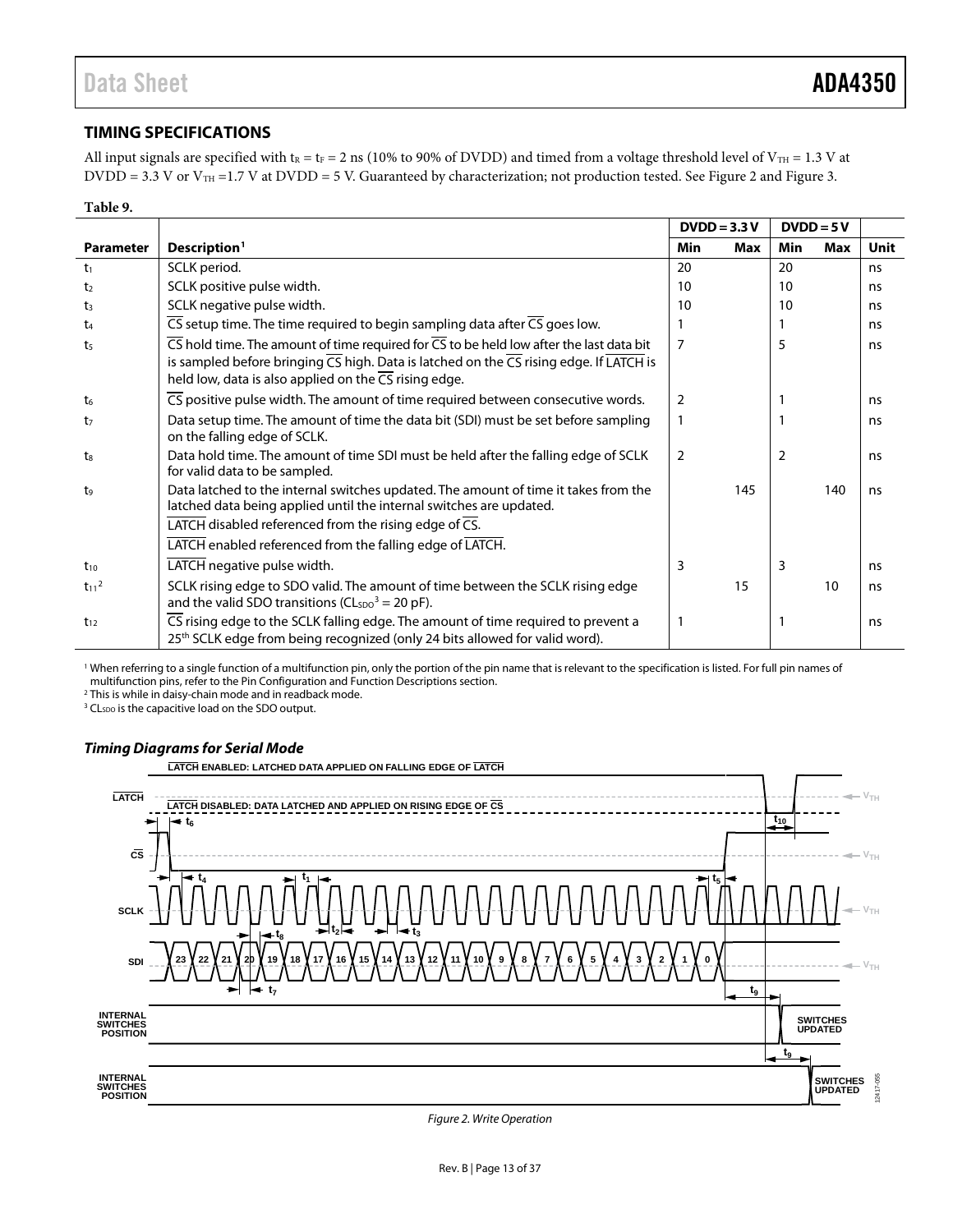## TIMING SPECIFICATIONS

All input signals are specified with $t_R = t_F = 2$ ns (10% to 90% of DVDD) and timed from a voltage threshold level of $V_{TH} = 1.3$ V at DVDD = 3.3 V or $V_{TH} = 1.7$ V at DVDD = 5 V. Guaranteed by characterization; not production tested. See Figure 2 and Figure 3.

**Table 9.**

| Parameter | Description[1] | DVDD = 3.3 V | | DVDD = 5 V | | Unit |
|---|---|---|---|---|---|---|
| | | Min | Max | Min | Max | |
| $t_1$ | SCLK period. | 20 | | 20 | | ns |
| $t_2$ | SCLK positive pulse width. | 10 | | 10 | | ns |
| $t_3$ | SCLK negative pulse width. | 10 | | 10 | | ns |
| $t_4$ | $\overline{CS}$ setup time. The time required to begin sampling data after $\overline{CS}$ goes low. | 1 | | 1 | | ns |
| $t_5$ | $\overline{CS}$ hold time. The amount of time required for $\overline{CS}$ to be held low after the last data bit is sampled before bringing $\overline{CS}$ high. Data is latched on the $\overline{CS}$ rising edge. If $\overline{LATCH}$ is held low, data is also applied on the $\overline{CS}$ rising edge. | 7 | | 5 | | ns |
| $t_6$ | $\overline{CS}$ positive pulse width. The amount of time required between consecutive words. | 2 | | 1 | | ns |
| $t_7$ | Data setup time. The amount of time the data bit (SDI) must be set before sampling on the falling edge of SCLK. | 1 | | 1 | | ns |
| $t_8$ | Data hold time. The amount of time SDI must be held after the falling edge of SCLK for valid data to be sampled. | 2 | | 2 | | ns |
| $t_9$ | Data latched to the internal switches updated. The amount of time it takes from the latched data being applied until the internal switches are updated. | | 145 | | 140 | ns |
| | $\overline{LATCH}$ disabled referenced from the rising edge of $\overline{CS}$. | | | | | |
| | $\overline{LATCH}$ enabled referenced from the falling edge of $\overline{LATCH}$. | | | | | |
| $t_{10}$ | $\overline{LATCH}$ negative pulse width. | 3 | | 3 | | ns |
| $t_{11}$[2] | SCLK rising edge to SDO valid. The amount of time between the SCLK rising edge and the valid SDO transitions ($CL_{SDO}$[3] = 20 pF). | | 15 | | 10 | ns |
| $t_{12}$ | $\overline{CS}$ rising edge to the SCLK falling edge. The amount of time required to prevent a 25th SCLK edge from being recognized (only 24 bits allowed for valid word). | 1 | | 1 | | ns |

[1] When referring to a single function of a multifunction pin, only the portion of the pin name that is relevant to the specification is listed. For full pin names of multifunction pins, refer to the Pin Configuration and Function Descriptions section.

[2] This is while in daisy-chain mode and in readback mode.

[3] $CL_{SDO}$ is the capacitive load on the SDO output.

### *Timing Diagrams for Serial Mode*

*Figure 2. Write Operation*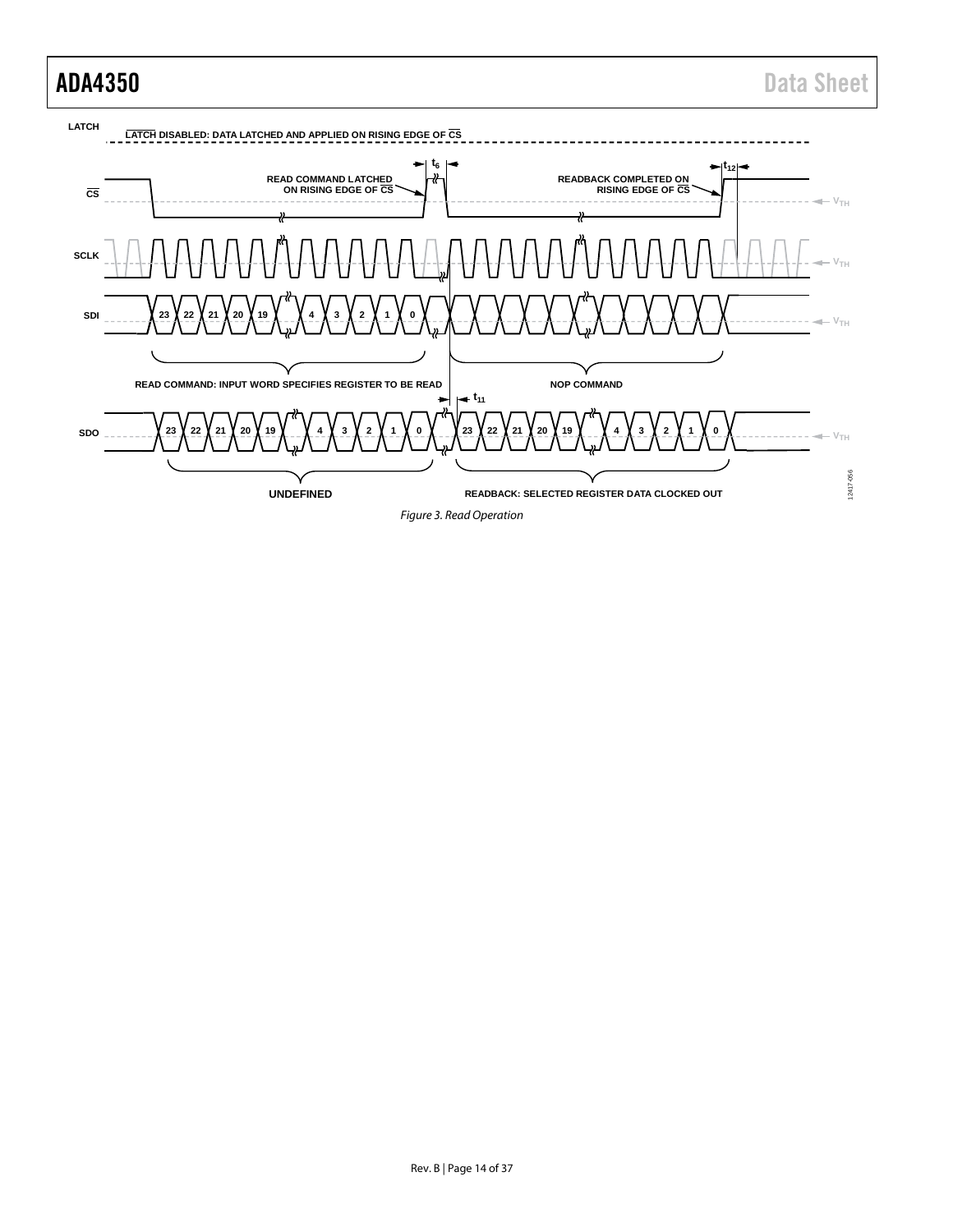Figure 3. Read Operation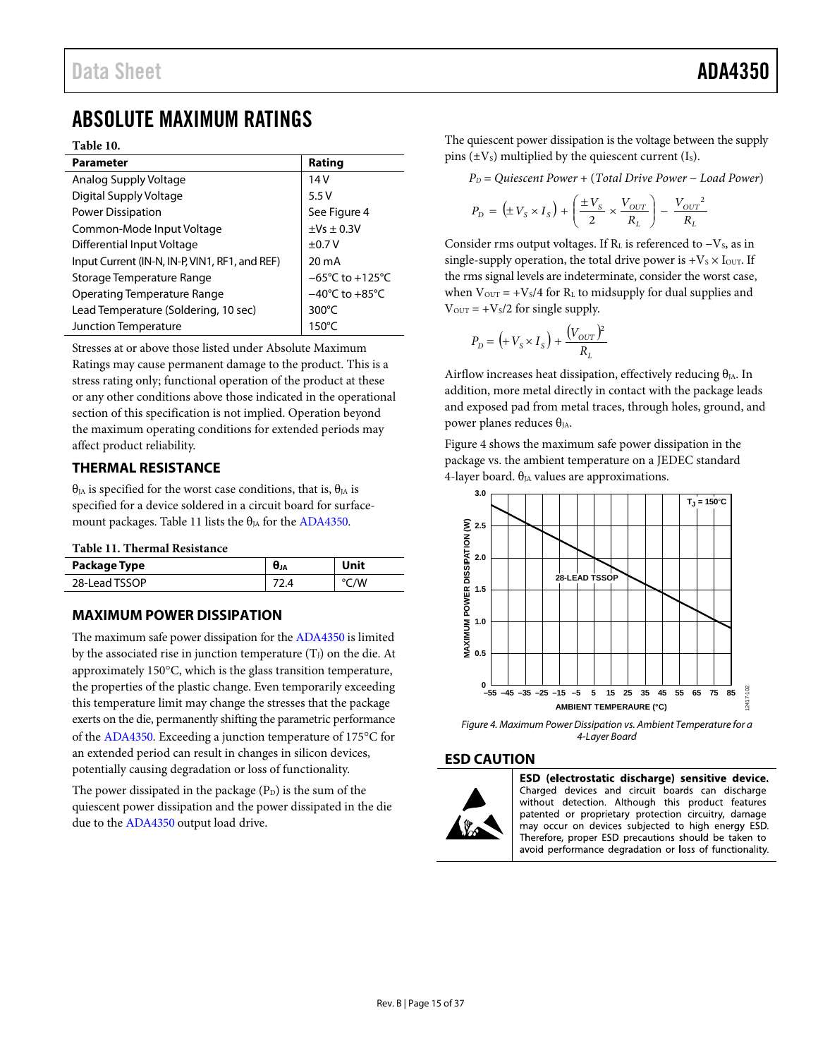# ABSOLUTE MAXIMUM RATINGS

**Table 10.**

| Parameter | Rating |
|---|---|
| Analog Supply Voltage | 14 V |
| Digital Supply Voltage | 5.5 V |
| Power Dissipation | See Figure 4 |
| Common-Mode Input Voltage | ±Vs ± 0.3V |
| Differential Input Voltage | ±0.7 V |
| Input Current (IN-N, IN-P, VIN1, RF1, and REF) | 20 mA |
| Storage Temperature Range | −65°C to +125°C |
| Operating Temperature Range | −40°C to +85°C |
| Lead Temperature (Soldering, 10 sec) | 300°C |
| Junction Temperature | 150°C |

Stresses at or above those listed under Absolute Maximum Ratings may cause permanent damage to the product. This is a stress rating only; functional operation of the product at these or any other conditions above those indicated in the operational section of this specification is not implied. Operation beyond the maximum operating conditions for extended periods may affect product reliability.

## THERMAL RESISTANCE

$\theta_{JA}$ is specified for the worst case conditions, that is, $\theta_{JA}$ is specified for a device soldered in a circuit board for surface-mount packages. Table 11 lists the $\theta_{JA}$ for the ADA4350.

**Table 11. Thermal Resistance**

| Package Type | $\theta_{JA}$ | Unit |
|---|---|---|
| 28-Lead TSSOP | 72.4 | °C/W |

## MAXIMUM POWER DISSIPATION

The maximum safe power dissipation for the ADA4350 is limited by the associated rise in junction temperature ($T_J$) on the die. At approximately 150°C, which is the glass transition temperature, the properties of the plastic change. Even temporarily exceeding this temperature limit may change the stresses that the package exerts on the die, permanently shifting the parametric performance of the ADA4350. Exceeding a junction temperature of 175°C for an extended period can result in changes in silicon devices, potentially causing degradation or loss of functionality.

The power dissipated in the package ($P_D$) is the sum of the quiescent power dissipation and the power dissipated in the die due to the ADA4350 output load drive.

The quiescent power dissipation is the voltage between the supply pins ($\pm V_S$) multiplied by the quiescent current ($I_S$).

$$P_D = \textit{Quiescent Power} + (\textit{Total Drive Power} - \textit{Load Power})$$

$$P_D = (\pm V_S \times I_S) + \left(\frac{\pm V_S}{2} \times \frac{V_{OUT}}{R_L}\right) - \frac{V_{OUT}^2}{R_L}$$

Consider rms output voltages. If $R_L$ is referenced to $-V_S$, as in single-supply operation, the total drive power is $+V_S \times I_{OUT}$. If the rms signal levels are indeterminate, consider the worst case, when $V_{OUT} = +V_S/4$ for $R_L$ to midsupply for dual supplies and $V_{OUT} = +V_S/2$ for single supply.

$$P_D = (+V_S \times I_S) + \frac{(V_{OUT})^2}{R_L}$$

Airflow increases heat dissipation, effectively reducing $\theta_{JA}$. In addition, more metal directly in contact with the package leads and exposed pad from metal traces, through holes, ground, and power planes reduces $\theta_{JA}$.

Figure 4 shows the maximum safe power dissipation in the package vs. the ambient temperature on a JEDEC standard 4-layer board. $\theta_{JA}$ values are approximations.

*Figure 4. Maximum Power Dissipation vs. Ambient Temperature for a 4-Layer Board*

## ESD CAUTION

**ESD (electrostatic discharge) sensitive device.** Charged devices and circuit boards can discharge without detection. Although this product features patented or proprietary protection circuitry, damage may occur on devices subjected to high energy ESD. Therefore, proper ESD precautions should be taken to avoid performance degradation or loss of functionality.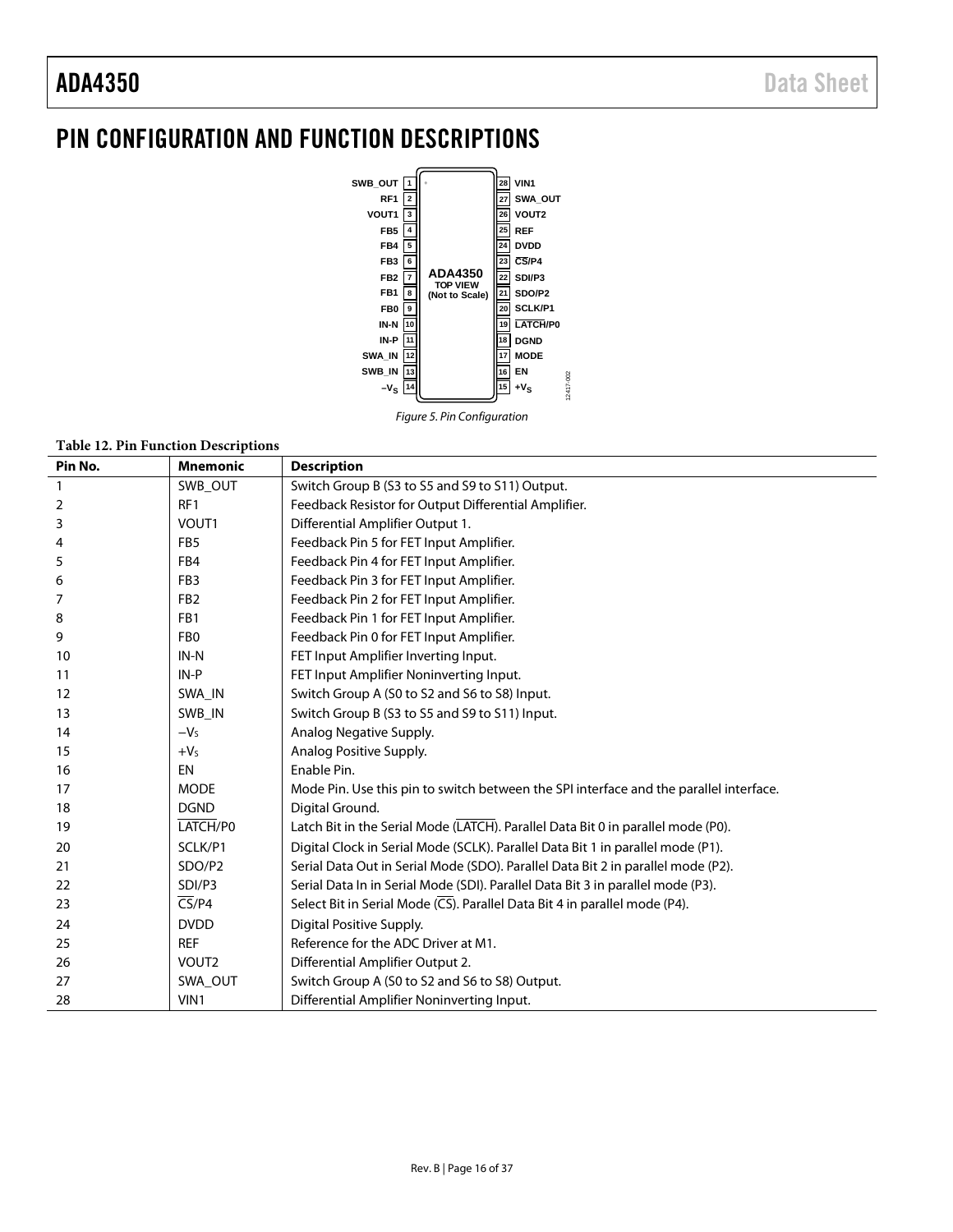# PIN CONFIGURATION AND FUNCTION DESCRIPTIONS

Figure 5. Pin Configuration

**Table 12. Pin Function Descriptions**

| Pin No. | Mnemonic | Description |
|---|---|---|
| 1 | SWB_OUT | Switch Group B (S3 to S5 and S9 to S11) Output. |
| 2 | RF1 | Feedback Resistor for Output Differential Amplifier. |
| 3 | VOUT1 | Differential Amplifier Output 1. |
| 4 | FB5 | Feedback Pin 5 for FET Input Amplifier. |
| 5 | FB4 | Feedback Pin 4 for FET Input Amplifier. |
| 6 | FB3 | Feedback Pin 3 for FET Input Amplifier. |
| 7 | FB2 | Feedback Pin 2 for FET Input Amplifier. |
| 8 | FB1 | Feedback Pin 1 for FET Input Amplifier. |
| 9 | FB0 | Feedback Pin 0 for FET Input Amplifier. |
| 10 | IN-N | FET Input Amplifier Inverting Input. |
| 11 | IN-P | FET Input Amplifier Noninverting Input. |
| 12 | SWA_IN | Switch Group A (S0 to S2 and S6 to S8) Input. |
| 13 | SWB_IN | Switch Group B (S3 to S5 and S9 to S11) Input. |
| 14 | $-V_S$ | Analog Negative Supply. |
| 15 | $+V_S$ | Analog Positive Supply. |
| 16 | EN | Enable Pin. |
| 17 | MODE | Mode Pin. Use this pin to switch between the SPI interface and the parallel interface. |
| 18 | DGND | Digital Ground. |
| 19 | $\overline{\text{LATCH}}$/P0 | Latch Bit in the Serial Mode ($\overline{\text{LATCH}}$). Parallel Data Bit 0 in parallel mode (P0). |
| 20 | SCLK/P1 | Digital Clock in Serial Mode (SCLK). Parallel Data Bit 1 in parallel mode (P1). |
| 21 | SDO/P2 | Serial Data Out in Serial Mode (SDO). Parallel Data Bit 2 in parallel mode (P2). |
| 22 | SDI/P3 | Serial Data In in Serial Mode (SDI). Parallel Data Bit 3 in parallel mode (P3). |
| 23 | $\overline{\text{CS}}$/P4 | Select Bit in Serial Mode ($\overline{\text{CS}}$). Parallel Data Bit 4 in parallel mode (P4). |
| 24 | DVDD | Digital Positive Supply. |
| 25 | REF | Reference for the ADC Driver at M1. |
| 26 | VOUT2 | Differential Amplifier Output 2. |
| 27 | SWA_OUT | Switch Group A (S0 to S2 and S6 to S8) Output. |
| 28 | VIN1 | Differential Amplifier Noninverting Input. |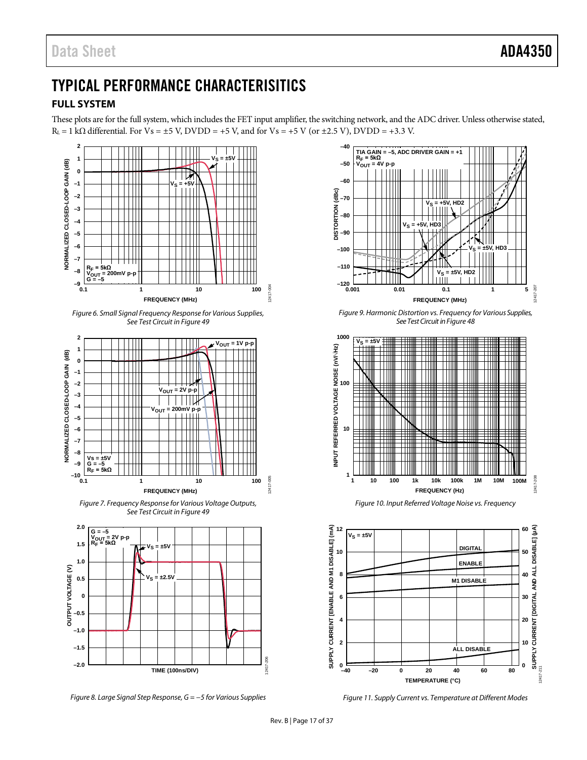# TYPICAL PERFORMANCE CHARACTERISITICS

## FULL SYSTEM

These plots are for the full system, which includes the FET input amplifier, the switching network, and the ADC driver. Unless otherwise stated, $R_L$ = 1 kΩ differential. For Vs = ±5 V, DVDD = +5 V, and for Vs = +5 V (or ±2.5 V), DVDD = +3.3 V.

*Figure 6. Small Signal Frequency Response for Various Supplies, See Test Circuit in Figure 49*

*Figure 7. Frequency Response for Various Voltage Outputs, See Test Circuit in Figure 49*

*Figure 8. Large Signal Step Response, G = −5 for Various Supplies*

*Figure 9. Harmonic Distortion vs. Frequency for Various Supplies, See Test Circuit in Figure 48*

*Figure 10. Input Referred Voltage Noise vs. Frequency*

*Figure 11. Supply Current vs. Temperature at Different Modes*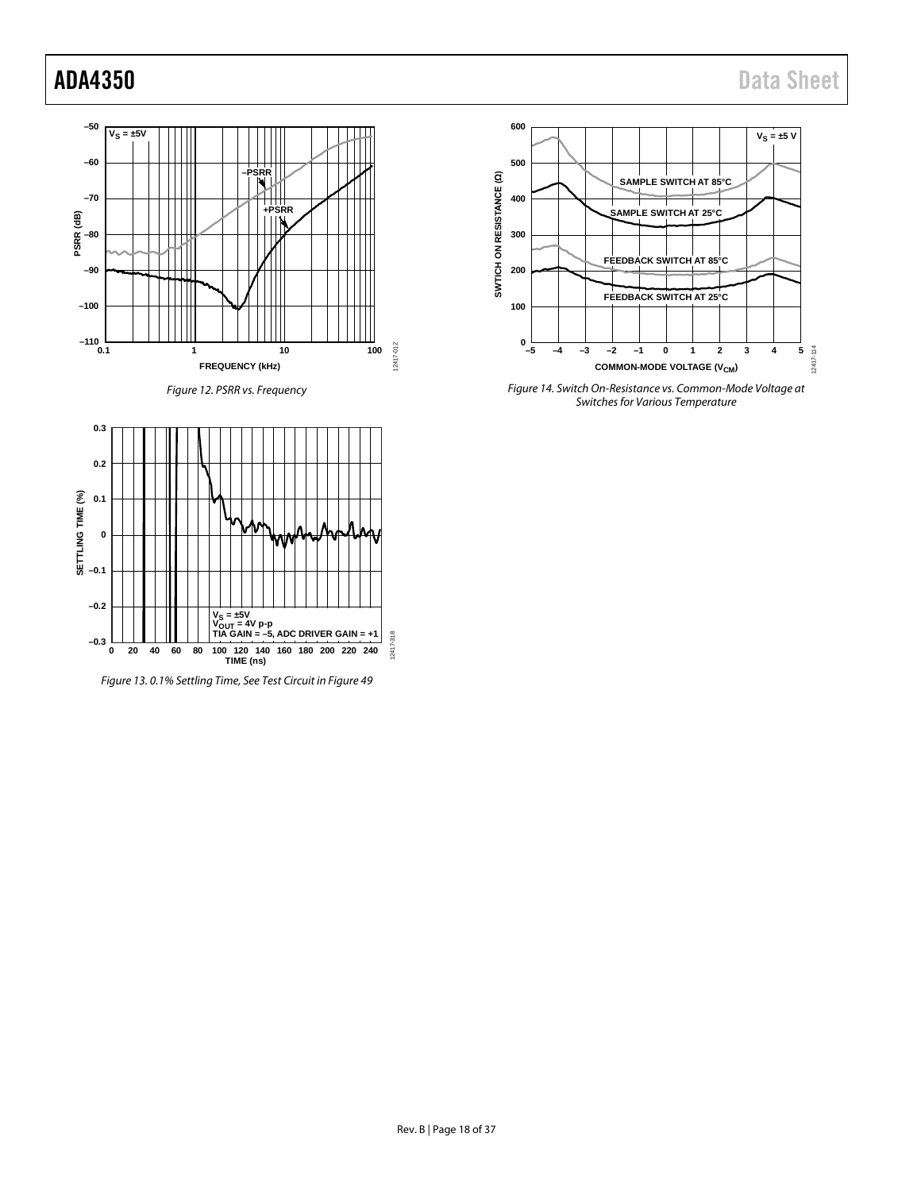Figure 12. PSRR vs. Frequency

Figure 13. 0.1% Settling Time, See Test Circuit in Figure 49

Figure 14. Switch On-Resistance vs. Common-Mode Voltage at Switches for Various Temperature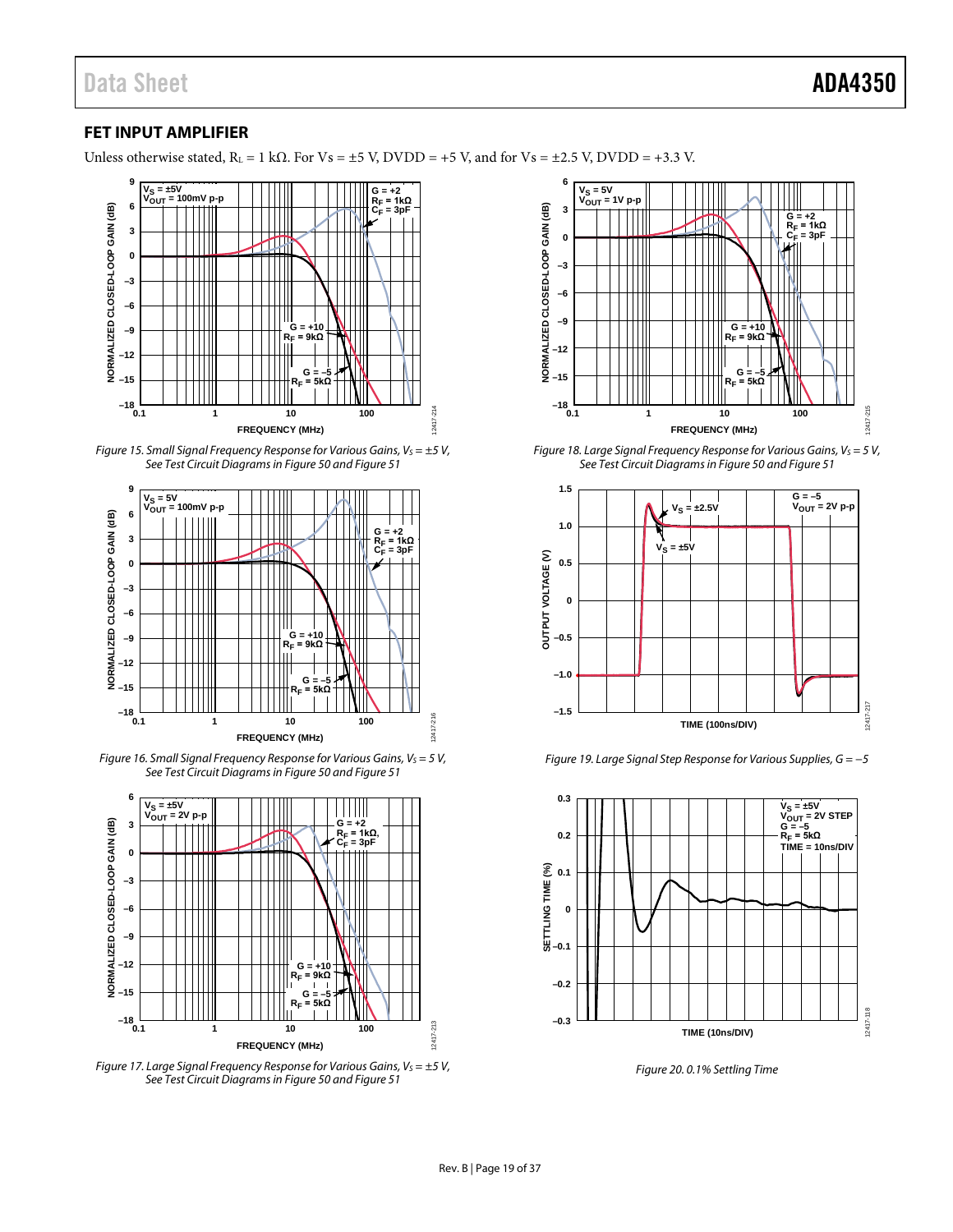## FET INPUT AMPLIFIER

Unless otherwise stated, $R_L$ = 1 kΩ. For Vs = ±5 V, DVDD = +5 V, and for Vs = ±2.5 V, DVDD = +3.3 V.

*Figure 15. Small Signal Frequency Response for Various Gains, $V_S$ = ±5 V, See Test Circuit Diagrams in Figure 50 and Figure 51*

*Figure 16. Small Signal Frequency Response for Various Gains, $V_S$ = 5 V, See Test Circuit Diagrams in Figure 50 and Figure 51*

*Figure 17. Large Signal Frequency Response for Various Gains, $V_S$ = ±5 V, See Test Circuit Diagrams in Figure 50 and Figure 51*

*Figure 18. Large Signal Frequency Response for Various Gains, $V_S$ = 5 V, See Test Circuit Diagrams in Figure 50 and Figure 51*

*Figure 19. Large Signal Step Response for Various Supplies, G = −5*

*Figure 20. 0.1% Settling Time*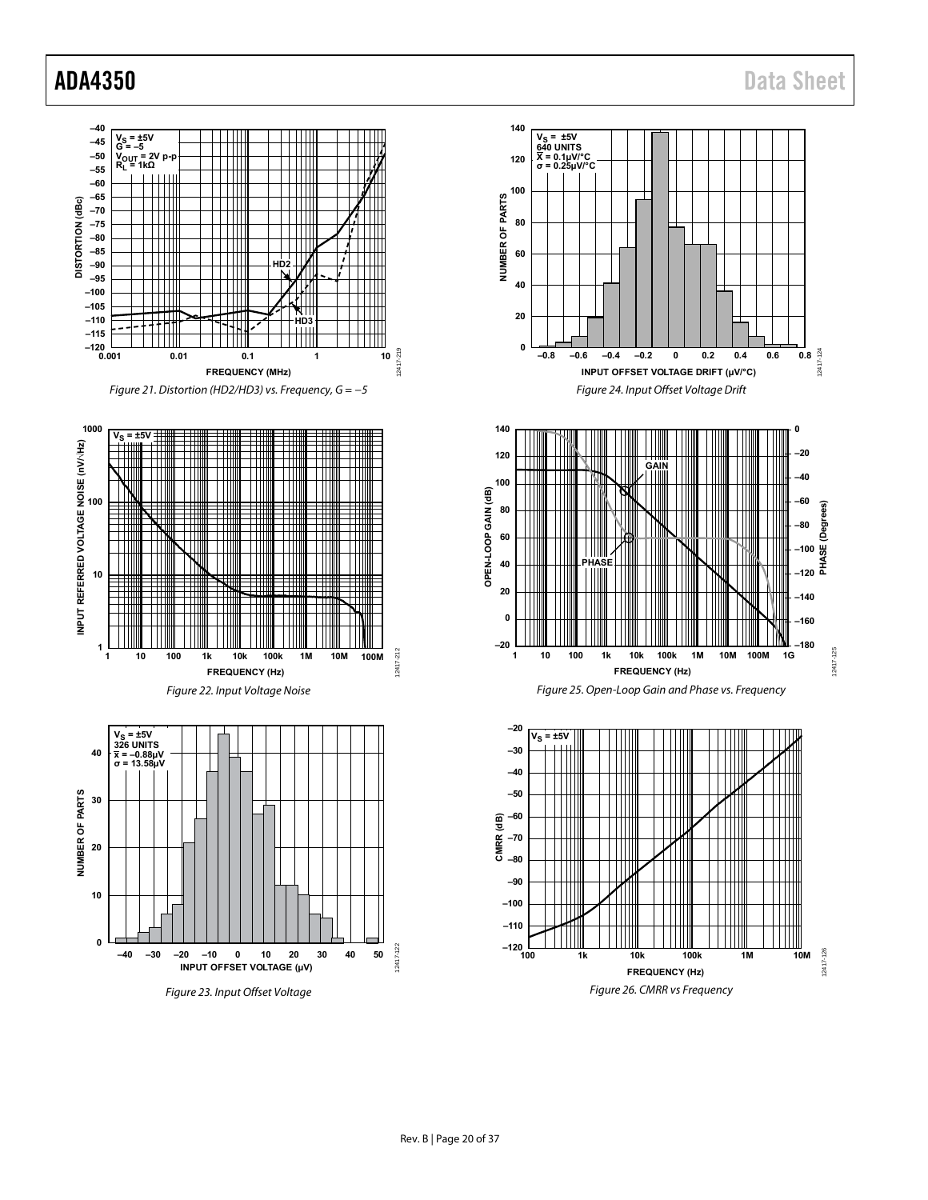Figure 21. Distortion (HD2/HD3) vs. Frequency, G = −5

Figure 22. Input Voltage Noise

Figure 23. Input Offset Voltage

Figure 24. Input Offset Voltage Drift

Figure 25. Open-Loop Gain and Phase vs. Frequency

Figure 26. CMRR vs Frequency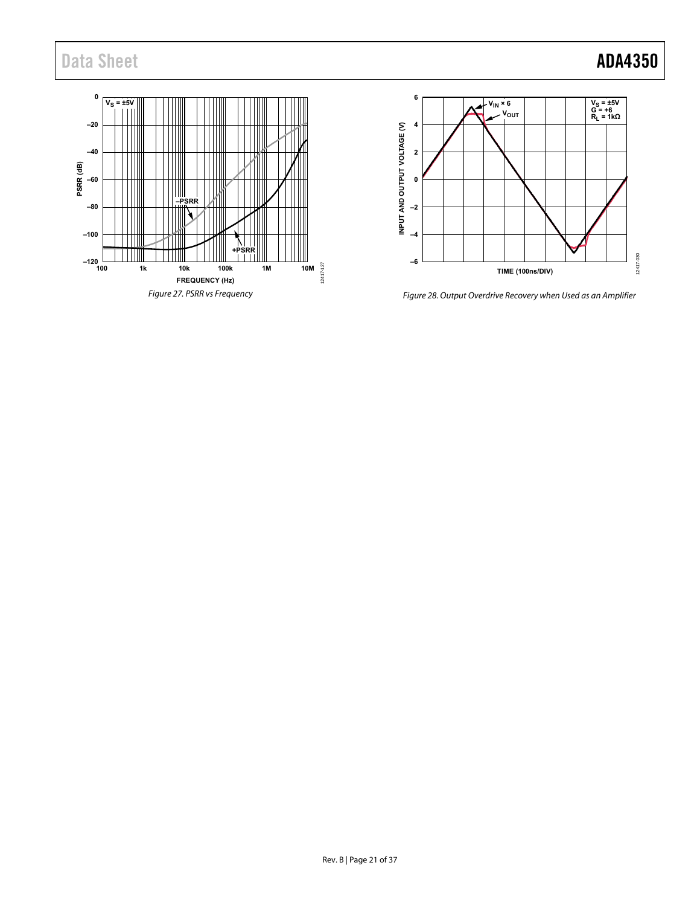Figure 27. PSRR vs Frequency

Figure 28. Output Overdrive Recovery when Used as an Amplifier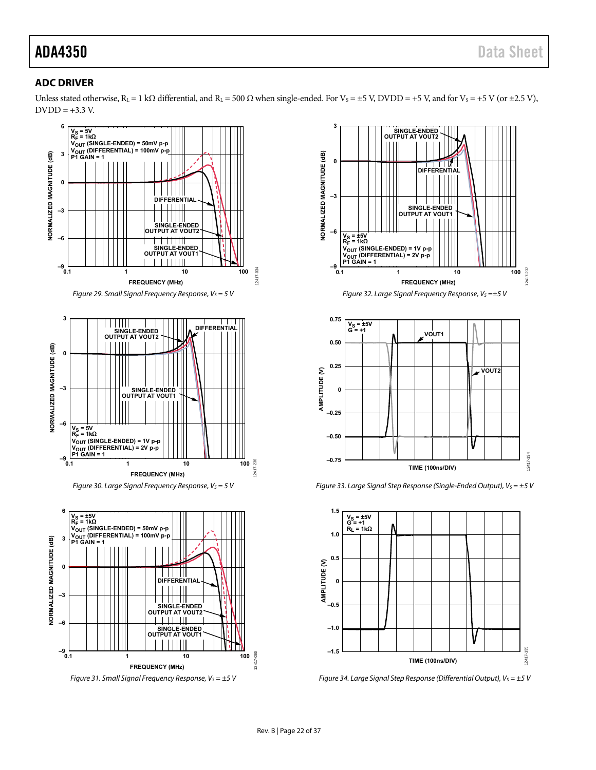## ADC DRIVER

Unless stated otherwise, $R_L$ = 1 kΩ differential, and $R_L$ = 500 Ω when single-ended. For $V_S$ = ±5 V, DVDD = +5 V, and for $V_S$ = +5 V (or ±2.5 V), DVDD = +3.3 V.

Figure 29. Small Signal Frequency Response, $V_S$ = 5 V

Figure 30. Large Signal Frequency Response, $V_S$ = 5 V

Figure 31. Small Signal Frequency Response, $V_S$ = ±5 V

Figure 32. Large Signal Frequency Response, $V_S$ = ±5 V

Figure 33. Large Signal Step Response (Single-Ended Output), $V_S$ = ±5 V

Figure 34. Large Signal Step Response (Differential Output), $V_S$ = ±5 V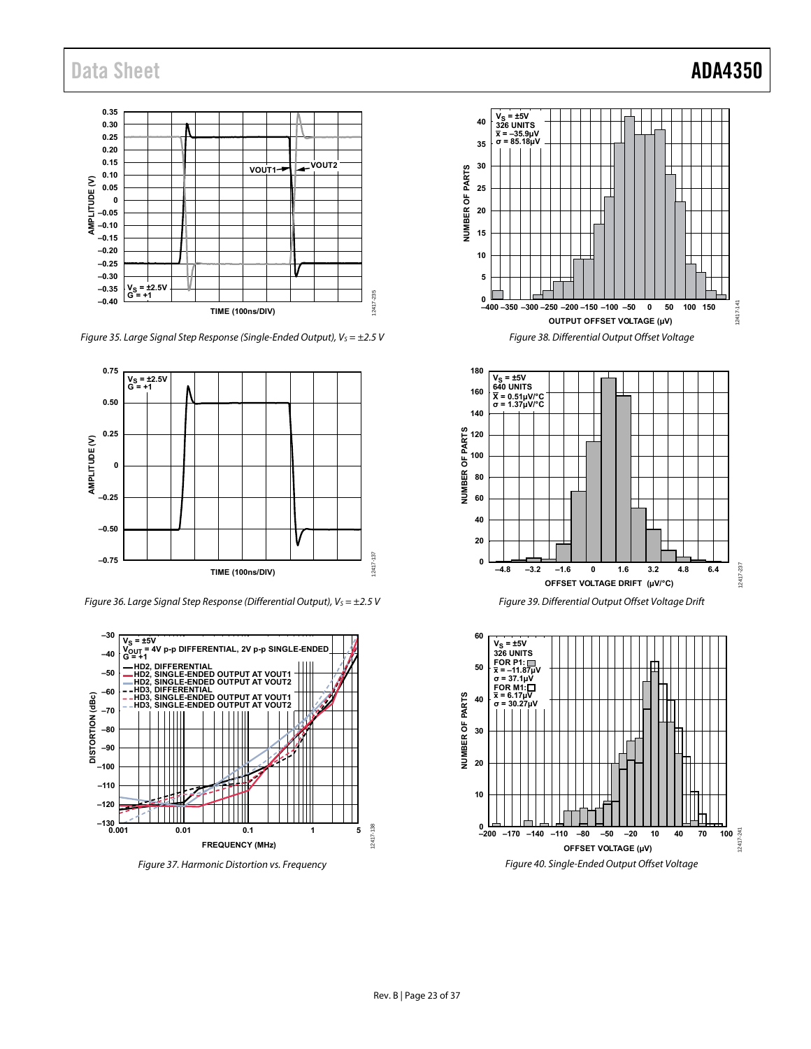Figure 35. Large Signal Step Response (Single-Ended Output), $V_S = \pm 2.5$ V

Figure 36. Large Signal Step Response (Differential Output), $V_S = \pm 2.5$ V

Figure 37. Harmonic Distortion vs. Frequency

Figure 38. Differential Output Offset Voltage

Figure 39. Differential Output Offset Voltage Drift

Figure 40. Single-Ended Output Offset Voltage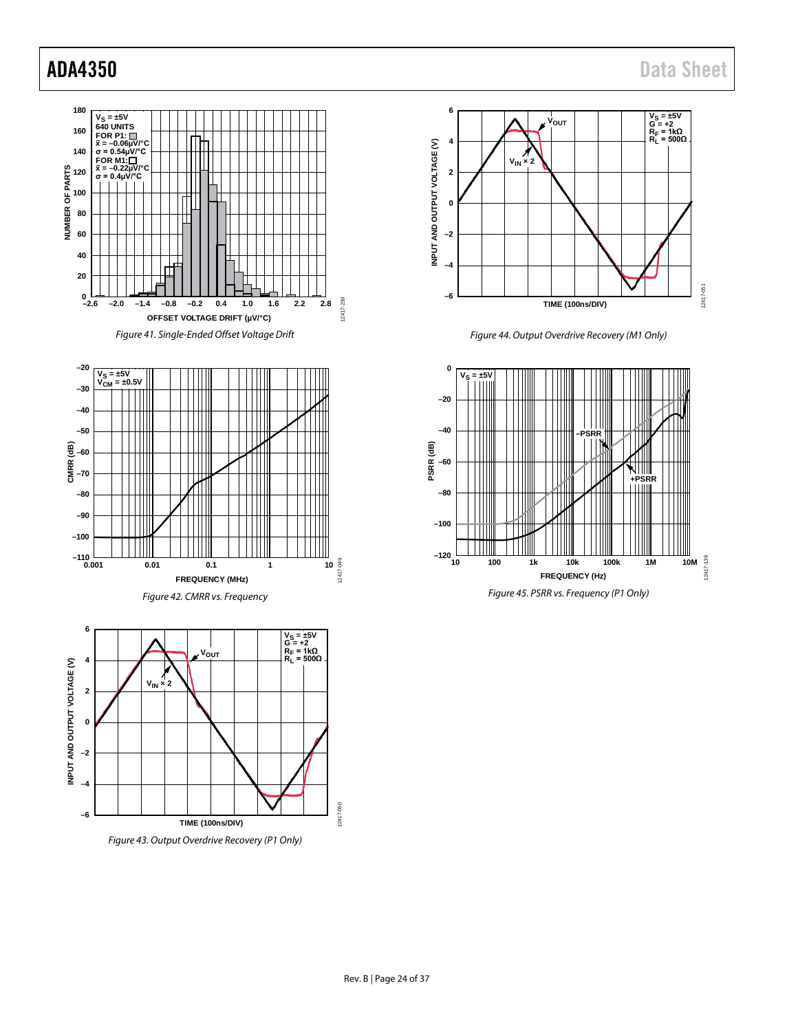Figure 41. Single-Ended Offset Voltage Drift

Figure 42. CMRR vs. Frequency

Figure 43. Output Overdrive Recovery (P1 Only)

Figure 44. Output Overdrive Recovery (M1 Only)

Figure 45. PSRR vs. Frequency (P1 Only)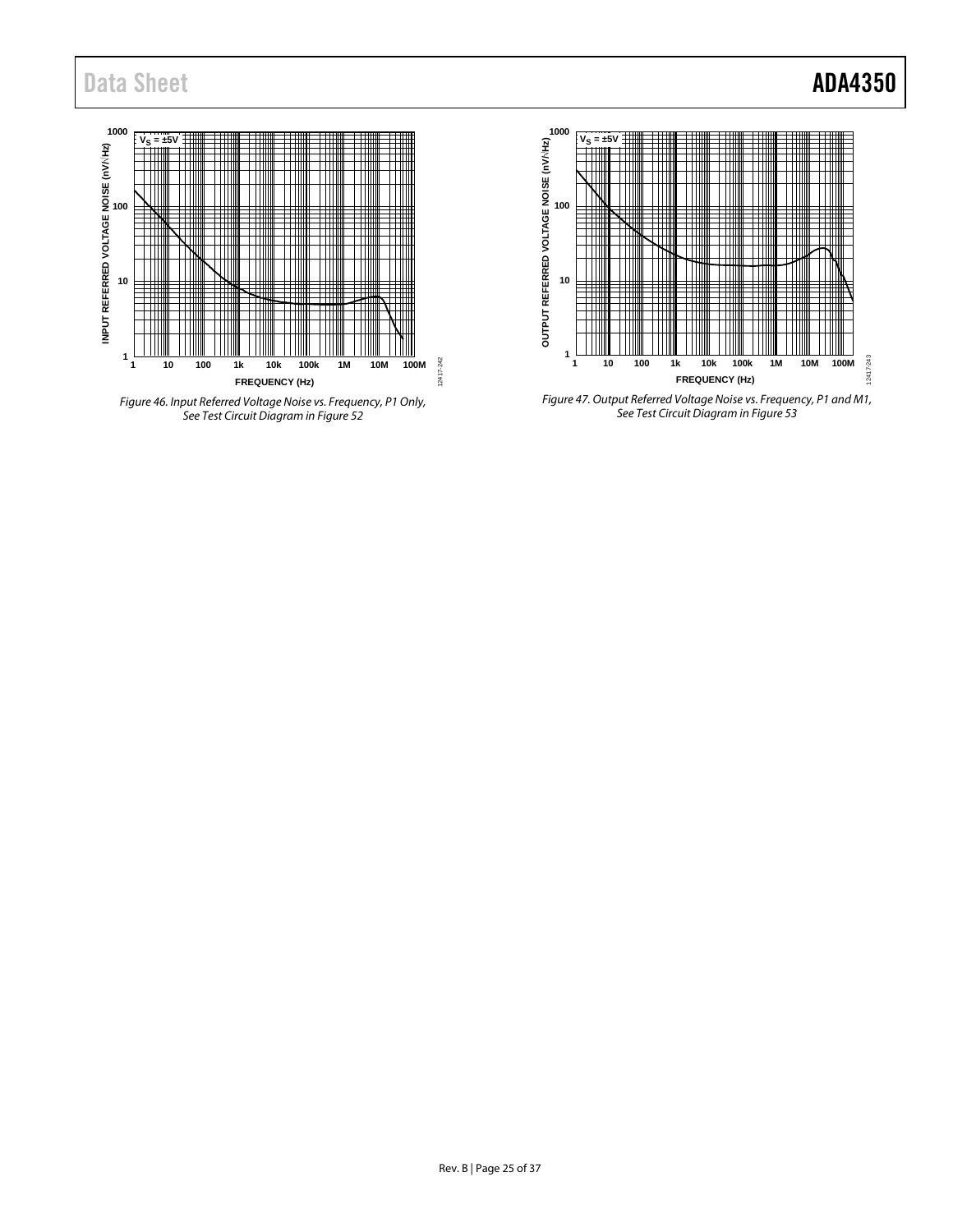Figure 46. Input Referred Voltage Noise vs. Frequency, P1 Only, See Test Circuit Diagram in Figure 52

Figure 47. Output Referred Voltage Noise vs. Frequency, P1 and M1, See Test Circuit Diagram in Figure 53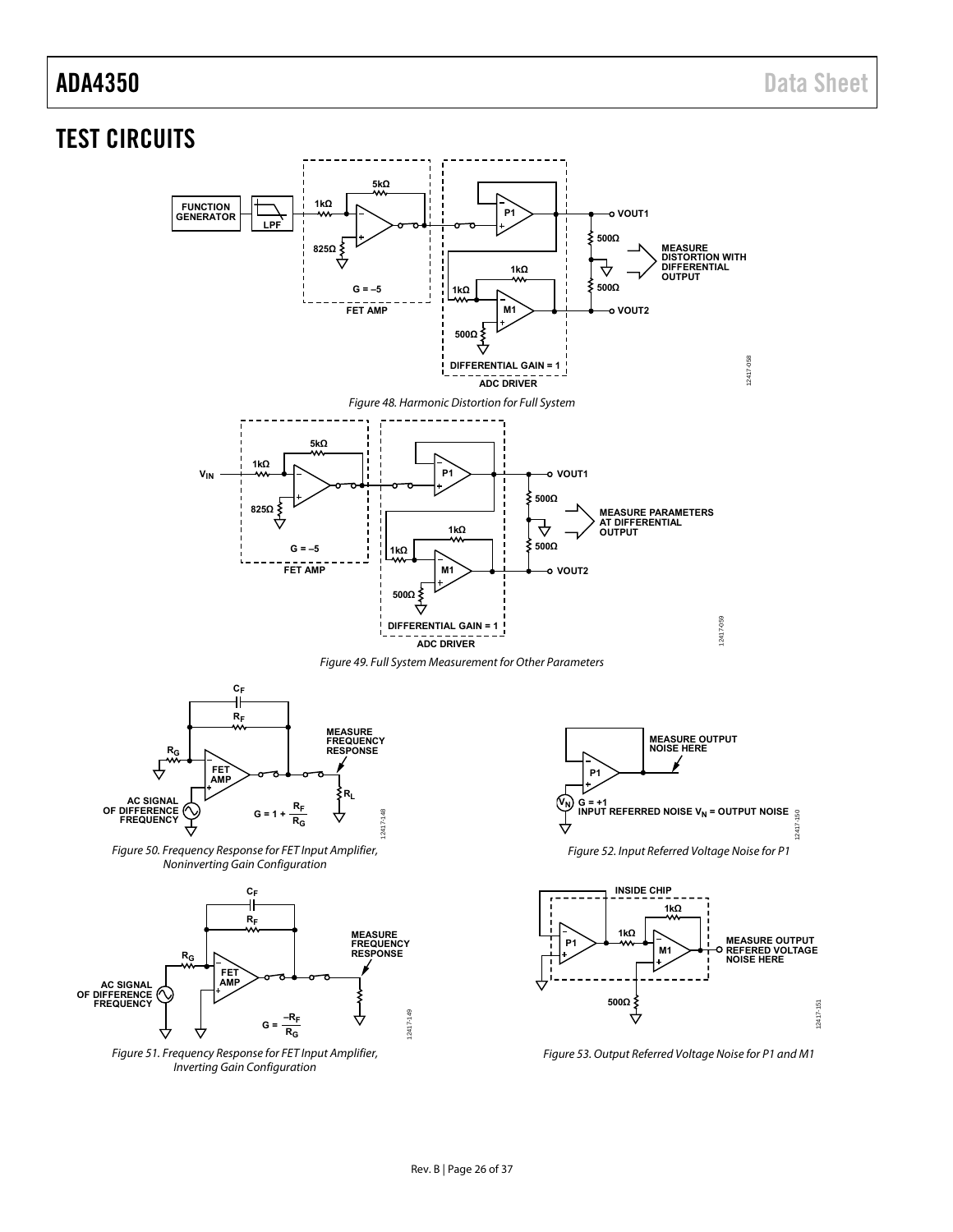## TEST CIRCUITS

Figure 48. Harmonic Distortion for Full System

Figure 49. Full System Measurement for Other Parameters

Figure 50. Frequency Response for FET Input Amplifier, Noninverting Gain Configuration

Figure 51. Frequency Response for FET Input Amplifier, Inverting Gain Configuration

Figure 52. Input Referred Voltage Noise for P1

Figure 53. Output Referred Voltage Noise for P1 and M1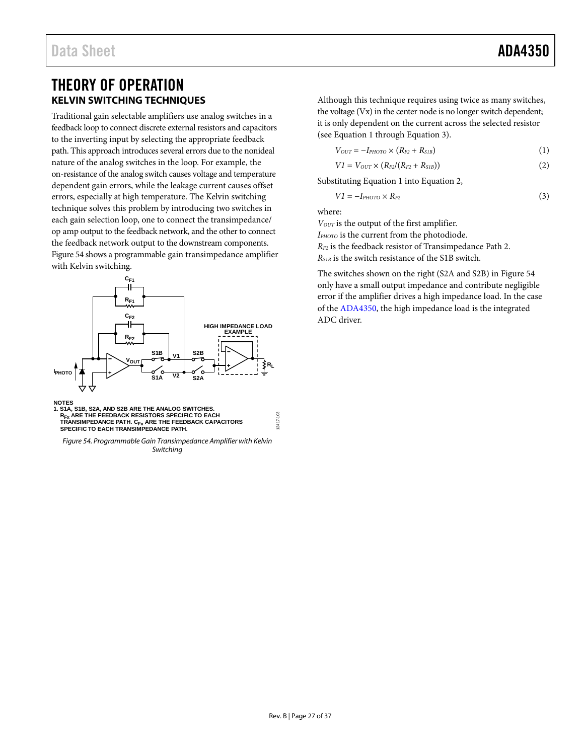# THEORY OF OPERATION

## KELVIN SWITCHING TECHNIQUES

Traditional gain selectable amplifiers use analog switches in a feedback loop to connect discrete external resistors and capacitors to the inverting input by selecting the appropriate feedback path. This approach introduces several errors due to the nonideal nature of the analog switches in the loop. For example, the on-resistance of the analog switch causes voltage and temperature dependent gain errors, while the leakage current causes offset errors, especially at high temperature. The Kelvin switching technique solves this problem by introducing two switches in each gain selection loop, one to connect the transimpedance/op amp output to the feedback network, and the other to connect the feedback network output to the downstream components. Figure 54 shows a programmable gain transimpedance amplifier with Kelvin switching.

NOTES
1. S1A, S1B, S2A, AND S2B ARE THE ANALOG SWITCHES. $R_{Fx}$ ARE THE FEEDBACK RESISTORS SPECIFIC TO EACH TRANSIMPEDANCE PATH. $C_{Fx}$ ARE THE FEEDBACK CAPACITORS SPECIFIC TO EACH TRANSIMPEDANCE PATH.

*Figure 54. Programmable Gain Transimpedance Amplifier with Kelvin Switching*

Although this technique requires using twice as many switches, the voltage (Vx) in the center node is no longer switch dependent; it is only dependent on the current across the selected resistor (see Equation 1 through Equation 3).

$$V_{OUT} = -I_{PHOTO} \times (R_{F2} + R_{S1B}) \quad (1)$$

$$V1 = V_{OUT} \times (R_{F2}/(R_{F2} + R_{S1B})) \quad (2)$$

Substituting Equation 1 into Equation 2,

$$V1 = -I_{PHOTO} \times R_{F2} \quad (3)$$

where:
$V_{OUT}$ is the output of the first amplifier.
$I_{PHOTO}$ is the current from the photodiode.
$R_{F2}$ is the feedback resistor of Transimpedance Path 2.
$R_{S1B}$ is the switch resistance of the S1B switch.

The switches shown on the right (S2A and S2B) in Figure 54 only have a small output impedance and contribute negligible error if the amplifier drives a high impedance load. In the case of the ADA4350, the high impedance load is the integrated ADC driver.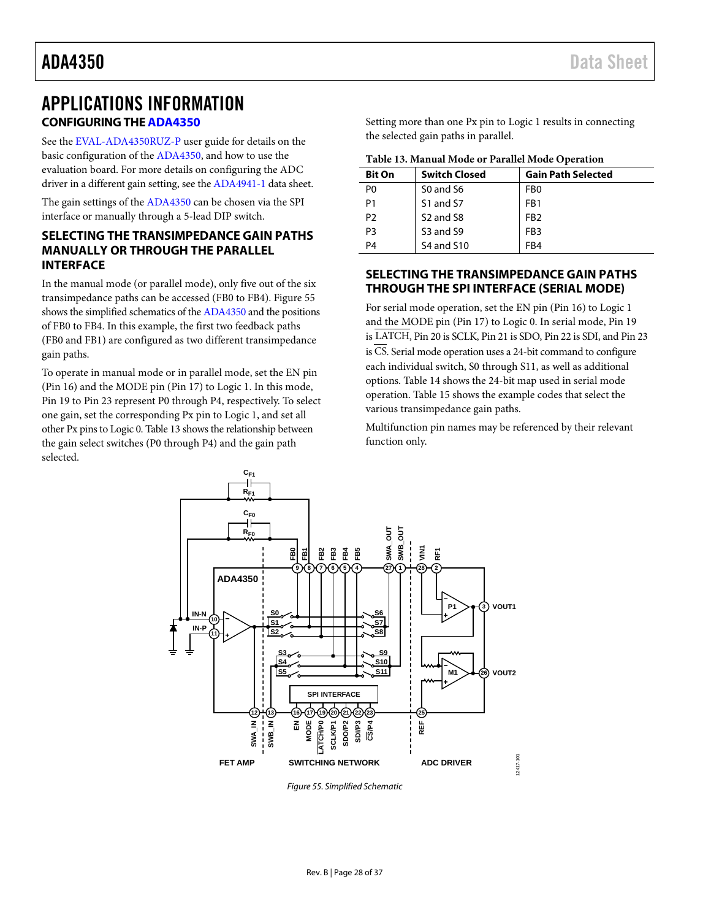# APPLICATIONS INFORMATION

## CONFIGURING THE ADA4350

See the EVAL-ADA4350RUZ-P user guide for details on the basic configuration of the ADA4350, and how to use the evaluation board. For more details on configuring the ADC driver in a different gain setting, see the ADA4941-1 data sheet.

The gain settings of the ADA4350 can be chosen via the SPI interface or manually through a 5-lead DIP switch.

## SELECTING THE TRANSIMPEDANCE GAIN PATHS MANUALLY OR THROUGH THE PARALLEL INTERFACE

In the manual mode (or parallel mode), only five out of the six transimpedance paths can be accessed (FB0 to FB4). Figure 55 shows the simplified schematics of the ADA4350 and the positions of FB0 to FB4. In this example, the first two feedback paths (FB0 and FB1) are configured as two different transimpedance gain paths.

To operate in manual mode or in parallel mode, set the EN pin (Pin 16) and the MODE pin (Pin 17) to Logic 1. In this mode, Pin 19 to Pin 23 represent P0 through P4, respectively. To select one gain, set the corresponding Px pin to Logic 1, and set all other Px pins to Logic 0. Table 13 shows the relationship between the gain select switches (P0 through P4) and the gain path selected.

Setting more than one Px pin to Logic 1 results in connecting the selected gain paths in parallel.

**Table 13. Manual Mode or Parallel Mode Operation**

| Bit On | Switch Closed | Gain Path Selected |
|---|---|---|
| P0 | S0 and S6 | FB0 |
| P1 | S1 and S7 | FB1 |
| P2 | S2 and S8 | FB2 |
| P3 | S3 and S9 | FB3 |
| P4 | S4 and S10 | FB4 |

## SELECTING THE TRANSIMPEDANCE GAIN PATHS THROUGH THE SPI INTERFACE (SERIAL MODE)

For serial mode operation, set the EN pin (Pin 16) to Logic 1 and the MODE pin (Pin 17) to Logic 0. In serial mode, Pin 19 is $\overline{\text{LATCH}}$, Pin 20 is SCLK, Pin 21 is SDO, Pin 22 is SDI, and Pin 23 is $\overline{\text{CS}}$. Serial mode operation uses a 24-bit command to configure each individual switch, S0 through S11, as well as additional options. Table 14 shows the 24-bit map used in serial mode operation. Table 15 shows the example codes that select the various transimpedance gain paths.

Multifunction pin names may be referenced by their relevant function only.

*Figure 55. Simplified Schematic*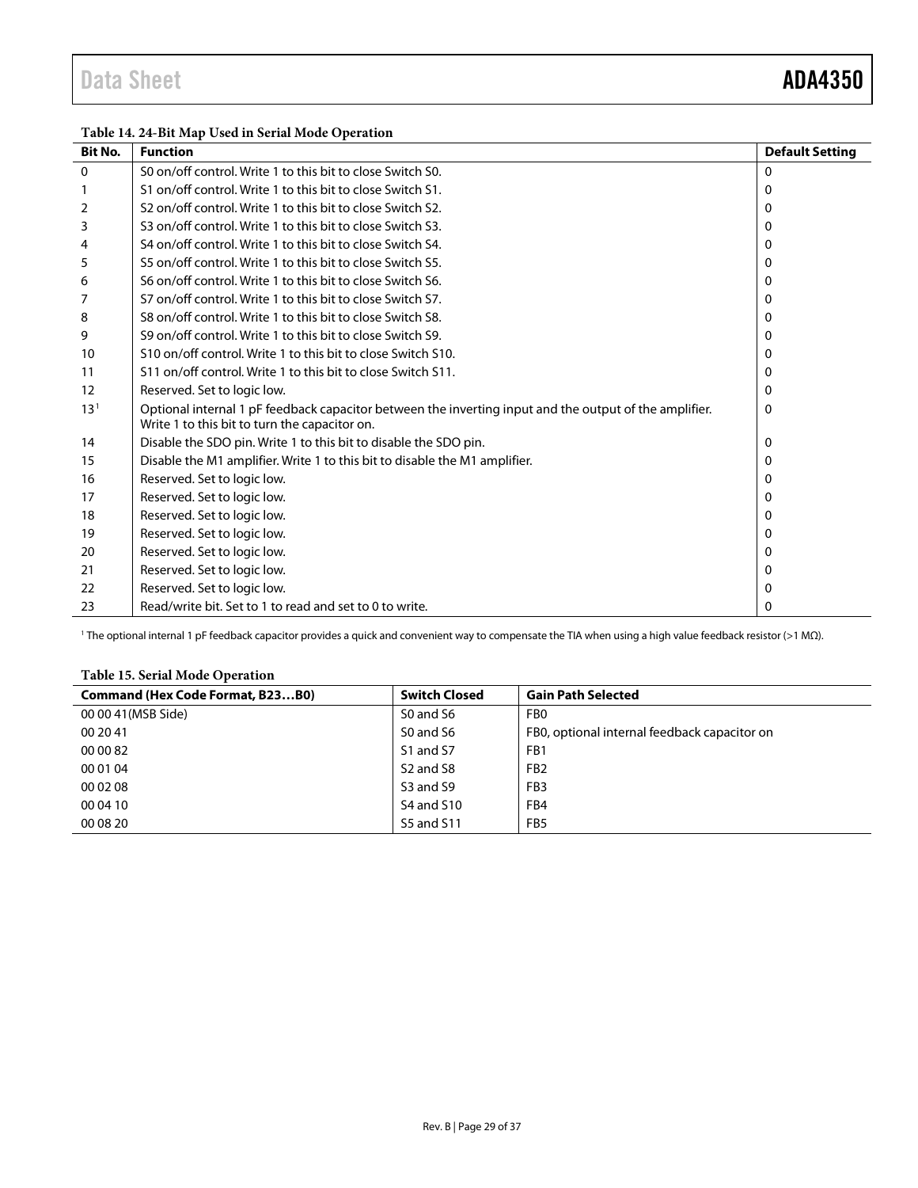**Table 14. 24-Bit Map Used in Serial Mode Operation**

| Bit No. | Function | Default Setting |
|---|---|---|
| 0 | S0 on/off control. Write 1 to this bit to close Switch S0. | 0 |
| 1 | S1 on/off control. Write 1 to this bit to close Switch S1. | 0 |
| 2 | S2 on/off control. Write 1 to this bit to close Switch S2. | 0 |
| 3 | S3 on/off control. Write 1 to this bit to close Switch S3. | 0 |
| 4 | S4 on/off control. Write 1 to this bit to close Switch S4. | 0 |
| 5 | S5 on/off control. Write 1 to this bit to close Switch S5. | 0 |
| 6 | S6 on/off control. Write 1 to this bit to close Switch S6. | 0 |
| 7 | S7 on/off control. Write 1 to this bit to close Switch S7. | 0 |
| 8 | S8 on/off control. Write 1 to this bit to close Switch S8. | 0 |
| 9 | S9 on/off control. Write 1 to this bit to close Switch S9. | 0 |
| 10 | S10 on/off control. Write 1 to this bit to close Switch S10. | 0 |
| 11 | S11 on/off control. Write 1 to this bit to close Switch S11. | 0 |
| 12 | Reserved. Set to logic low. | 0 |
| 13[1] | Optional internal 1 pF feedback capacitor between the inverting input and the output of the amplifier. Write 1 to this bit to turn the capacitor on. | 0 |
| 14 | Disable the SDO pin. Write 1 to this bit to disable the SDO pin. | 0 |
| 15 | Disable the M1 amplifier. Write 1 to this bit to disable the M1 amplifier. | 0 |
| 16 | Reserved. Set to logic low. | 0 |
| 17 | Reserved. Set to logic low. | 0 |
| 18 | Reserved. Set to logic low. | 0 |
| 19 | Reserved. Set to logic low. | 0 |
| 20 | Reserved. Set to logic low. | 0 |
| 21 | Reserved. Set to logic low. | 0 |
| 22 | Reserved. Set to logic low. | 0 |
| 23 | Read/write bit. Set to 1 to read and set to 0 to write. | 0 |

[1] The optional internal 1 pF feedback capacitor provides a quick and convenient way to compensate the TIA when using a high value feedback resistor (>1 MΩ).

**Table 15. Serial Mode Operation**

| Command (Hex Code Format, B23…B0) | Switch Closed | Gain Path Selected |
|---|---|---|
| 00 00 41(MSB Side) | S0 and S6 | FB0 |
| 00 20 41 | S0 and S6 | FB0, optional internal feedback capacitor on |
| 00 00 82 | S1 and S7 | FB1 |
| 00 01 04 | S2 and S8 | FB2 |
| 00 02 08 | S3 and S9 | FB3 |
| 00 04 10 | S4 and S10 | FB4 |
| 00 08 20 | S5 and S11 | FB5 |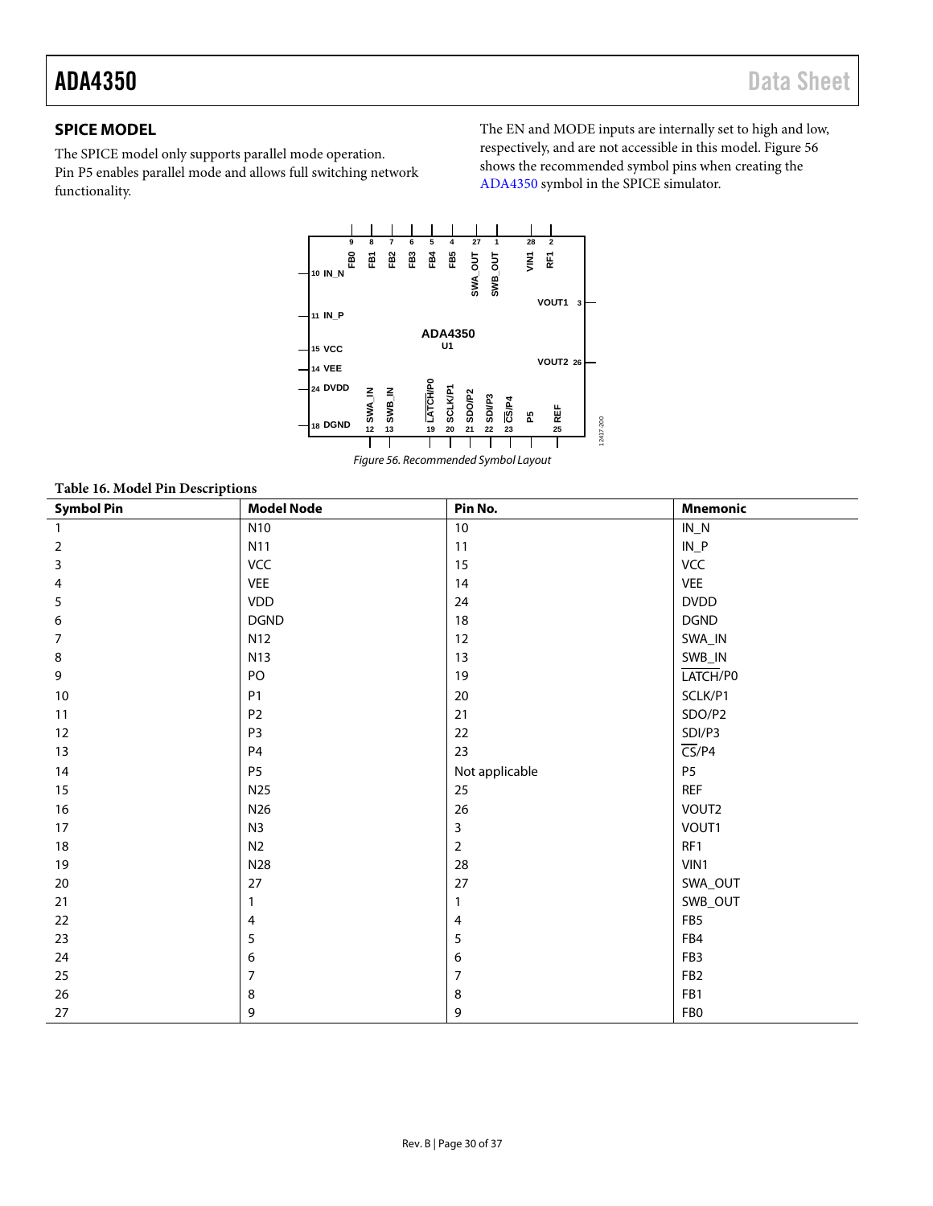## SPICE MODEL

The SPICE model only supports parallel mode operation. Pin P5 enables parallel mode and allows full switching network functionality.

The EN and MODE inputs are internally set to high and low, respectively, and are not accessible in this model. Figure 56 shows the recommended symbol pins when creating the ADA4350 symbol in the SPICE simulator.

Figure 56. Recommended Symbol Layout

**Table 16. Model Pin Descriptions**

| Symbol Pin | Model Node | Pin No. | Mnemonic |
|---|---|---|---|
| 1 | N10 | 10 | IN_N |
| 2 | N11 | 11 | IN_P |
| 3 | VCC | 15 | VCC |
| 4 | VEE | 14 | VEE |
| 5 | VDD | 24 | DVDD |
| 6 | DGND | 18 | DGND |
| 7 | N12 | 12 | SWA_IN |
| 8 | N13 | 13 | SWB_IN |
| 9 | PO | 19 | $\overline{\text{LATCH}}$/P0 |
| 10 | P1 | 20 | SCLK/P1 |
| 11 | P2 | 21 | SDO/P2 |
| 12 | P3 | 22 | SDI/P3 |
| 13 | P4 | 23 | $\overline{\text{CS}}$/P4 |
| 14 | P5 | Not applicable | P5 |
| 15 | N25 | 25 | REF |
| 16 | N26 | 26 | VOUT2 |
| 17 | N3 | 3 | VOUT1 |
| 18 | N2 | 2 | RF1 |
| 19 | N28 | 28 | VIN1 |
| 20 | 27 | 27 | SWA_OUT |
| 21 | 1 | 1 | SWB_OUT |
| 22 | 4 | 4 | FB5 |
| 23 | 5 | 5 | FB4 |
| 24 | 6 | 6 | FB3 |
| 25 | 7 | 7 | FB2 |
| 26 | 8 | 8 | FB1 |
| 27 | 9 | 9 | FB0 |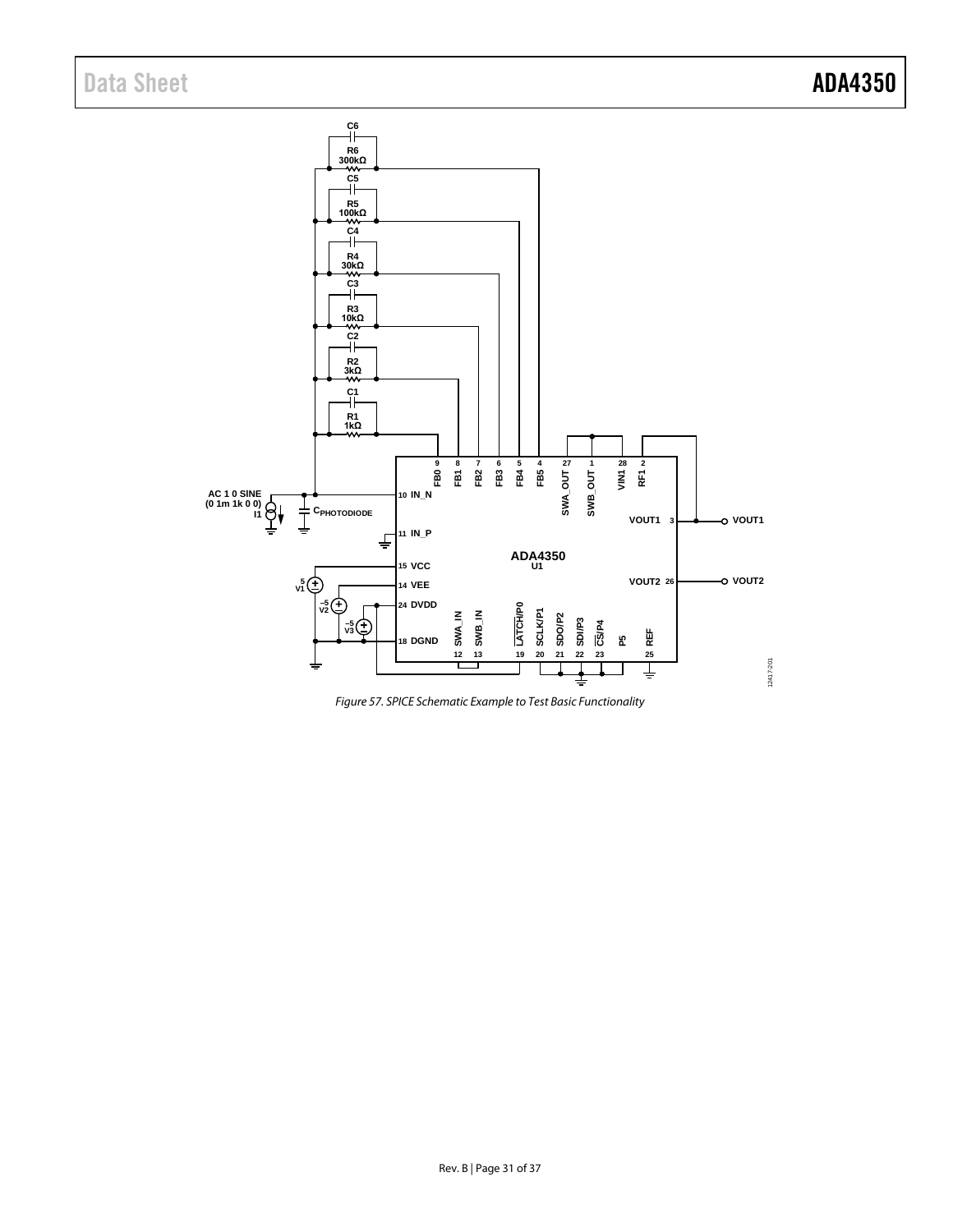Figure 57. SPICE Schematic Example to Test Basic Functionality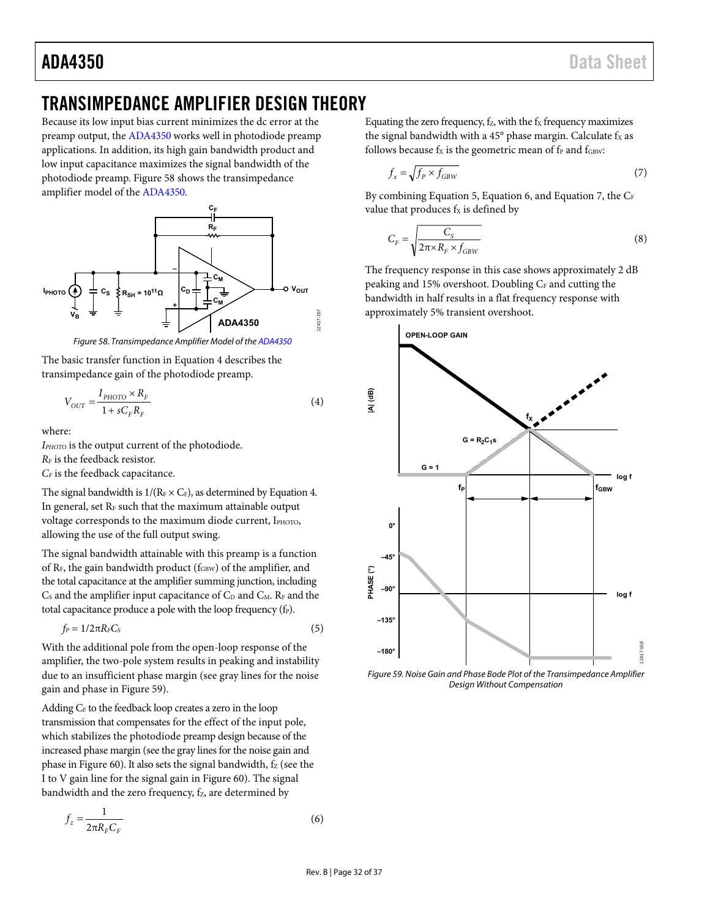# TRANSIMPEDANCE AMPLIFIER DESIGN THEORY

Because its low input bias current minimizes the dc error at the preamp output, the ADA4350 works well in photodiode preamp applications. In addition, its high gain bandwidth product and low input capacitance maximizes the signal bandwidth of the photodiode preamp. Figure 58 shows the transimpedance amplifier model of the ADA4350.

Figure 58. Transimpedance Amplifier Model of the ADA4350

The basic transfer function in Equation 4 describes the transimpedance gain of the photodiode preamp.

$$V_{OUT} = \frac{I_{PHOTO} \times R_F}{1 + sC_F R_F} \tag{4}$$

where:
$I_{PHOTO}$ is the output current of the photodiode.
$R_F$ is the feedback resistor.
$C_F$ is the feedback capacitance.

The signal bandwidth is $1/(R_F \times C_F)$, as determined by Equation 4. In general, set $R_F$ such that the maximum attainable output voltage corresponds to the maximum diode current, $I_{PHOTO}$, allowing the use of the full output swing.

The signal bandwidth attainable with this preamp is a function of $R_F$, the gain bandwidth product ($f_{GBW}$) of the amplifier, and the total capacitance at the amplifier summing junction, including $C_S$ and the amplifier input capacitance of $C_D$ and $C_M$. $R_F$ and the total capacitance produce a pole with the loop frequency ($f_P$).

$$f_P = 1/2\pi R_F C_S \tag{5}$$

With the additional pole from the open-loop response of the amplifier, the two-pole system results in peaking and instability due to an insufficient phase margin (see gray lines for the noise gain and phase in Figure 59).

Adding $C_F$ to the feedback loop creates a zero in the loop transmission that compensates for the effect of the input pole, which stabilizes the photodiode preamp design because of the increased phase margin (see the gray lines for the noise gain and phase in Figure 60). It also sets the signal bandwidth, $f_Z$ (see the I to V gain line for the signal gain in Figure 60). The signal bandwidth and the zero frequency, $f_Z$, are determined by

$$f_z = \frac{1}{2\pi R_F C_F} \tag{6}$$

Equating the zero frequency, $f_Z$, with the $f_X$ frequency maximizes the signal bandwidth with a 45° phase margin. Calculate $f_X$ as follows because $f_X$ is the geometric mean of $f_P$ and $f_{GBW}$:

$$f_x = \sqrt{f_P \times f_{GBW}} \tag{7}$$

By combining Equation 5, Equation 6, and Equation 7, the $C_F$ value that produces $f_X$ is defined by

$$C_F = \sqrt{\frac{C_S}{2\pi \times R_F \times f_{GBW}}} \tag{8}$$

The frequency response in this case shows approximately 2 dB peaking and 15% overshoot. Doubling $C_F$ and cutting the bandwidth in half results in a flat frequency response with approximately 5% transient overshoot.

Figure 59. Noise Gain and Phase Bode Plot of the Transimpedance Amplifier Design Without Compensation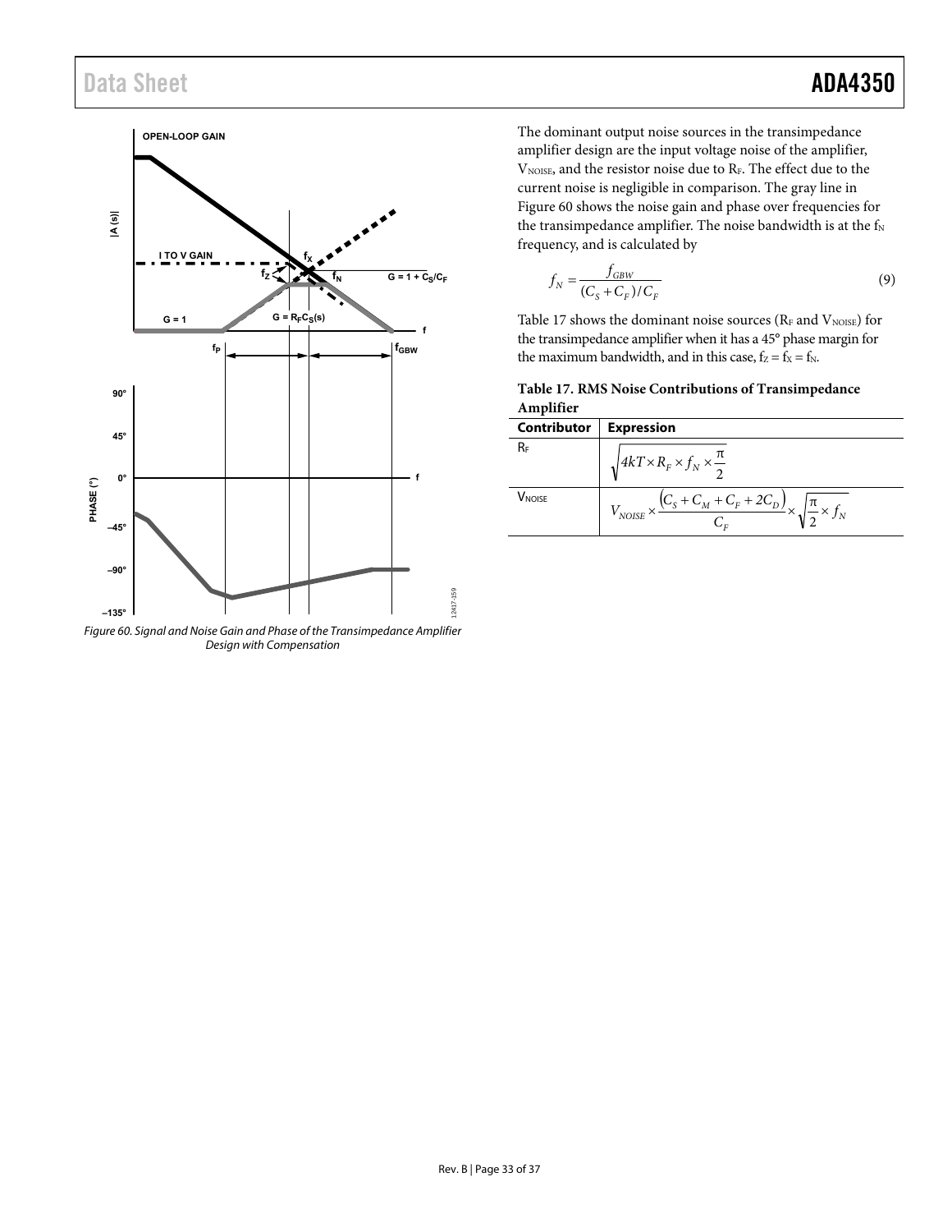Figure 60. Signal and Noise Gain and Phase of the Transimpedance Amplifier Design with Compensation

The dominant output noise sources in the transimpedance amplifier design are the input voltage noise of the amplifier, $V_{NOISE}$, and the resistor noise due to $R_F$. The effect due to the current noise is negligible in comparison. The gray line in Figure 60 shows the noise gain and phase over frequencies for the transimpedance amplifier. The noise bandwidth is at the $f_N$ frequency, and is calculated by

$$f_N = \frac{f_{GBW}}{(C_S + C_F)/C_F} \tag{9}$$

Table 17 shows the dominant noise sources ($R_F$ and $V_{NOISE}$) for the transimpedance amplifier when it has a 45° phase margin for the maximum bandwidth, and in this case, $f_Z = f_X = f_N$.

**Table 17. RMS Noise Contributions of Transimpedance Amplifier**

| Contributor | Expression |
|---|---|
| $R_F$ | $\sqrt{4kT \times R_F \times f_N \times \frac{\pi}{2}}$ |
| $V_{NOISE}$ | $V_{NOISE} \times \frac{(C_S + C_M + C_F + 2C_D)}{C_F} \times \sqrt{\frac{\pi}{2} \times f_N}$ |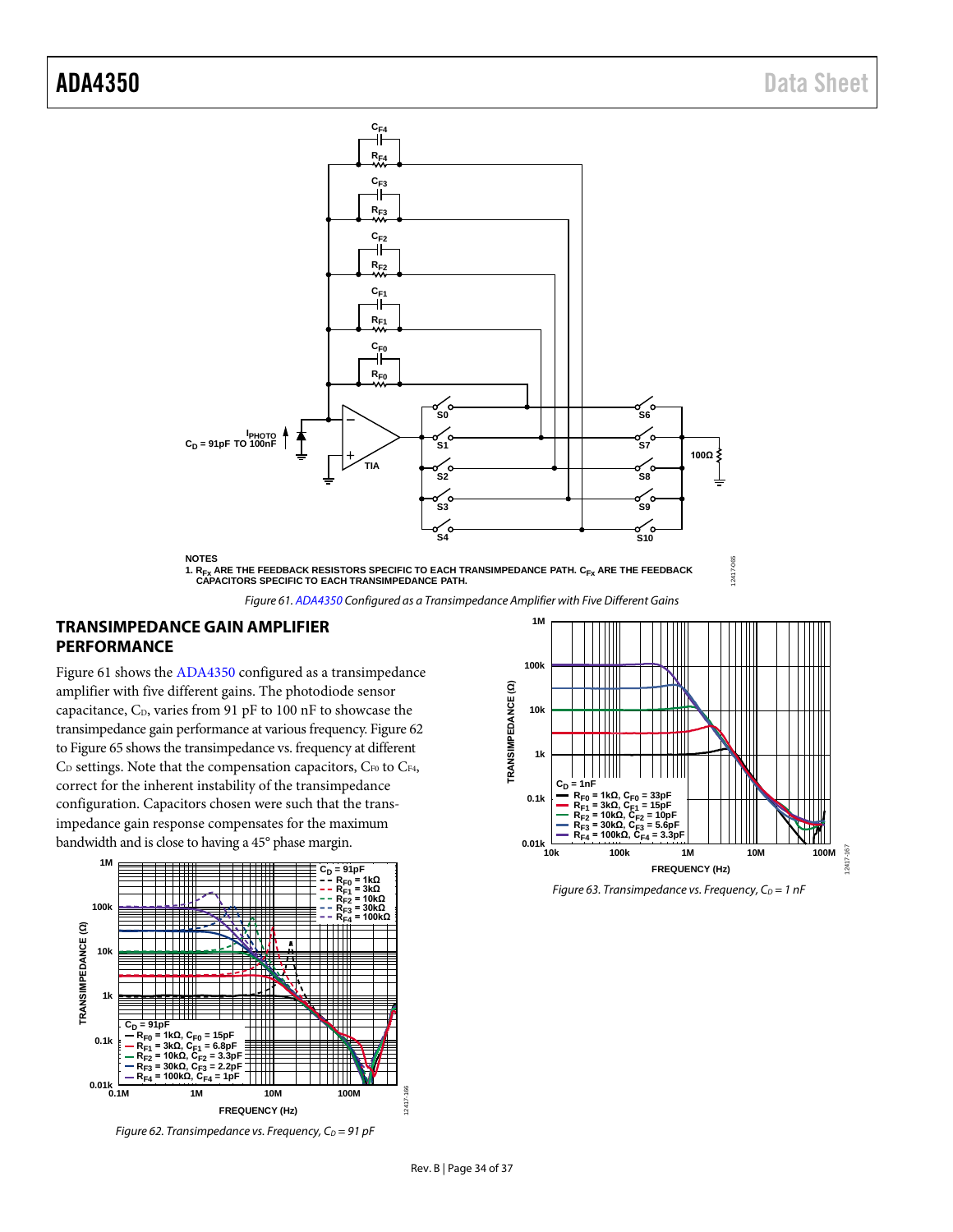NOTES
1. $R_{Fx}$ ARE THE FEEDBACK RESISTORS SPECIFIC TO EACH TRANSIMPEDANCE PATH. $C_{Fx}$ ARE THE FEEDBACK CAPACITORS SPECIFIC TO EACH TRANSIMPEDANCE PATH.

*Figure 61. ADA4350 Configured as a Transimpedance Amplifier with Five Different Gains*

## TRANSIMPEDANCE GAIN AMPLIFIER PERFORMANCE

Figure 61 shows the ADA4350 configured as a transimpedance amplifier with five different gains. The photodiode sensor capacitance, $C_D$, varies from 91 pF to 100 nF to showcase the transimpedance gain performance at various frequency. Figure 62 to Figure 65 shows the transimpedance vs. frequency at different $C_D$ settings. Note that the compensation capacitors, $C_{F0}$ to $C_{F4}$, correct for the inherent instability of the transimpedance configuration. Capacitors chosen were such that the transimpedance gain response compensates for the maximum bandwidth and is close to having a 45° phase margin.

*Figure 62. Transimpedance vs. Frequency, $C_D$ = 91 pF*

*Figure 63. Transimpedance vs. Frequency, $C_D$ = 1 nF*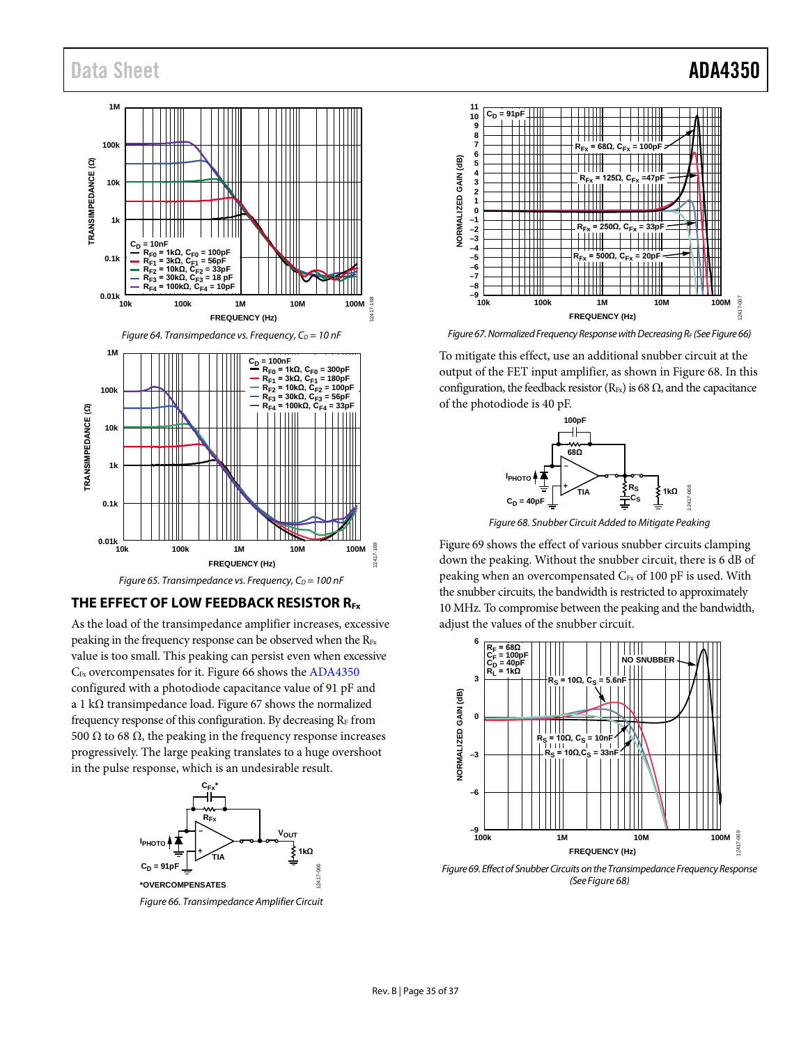Figure 64. Transimpedance vs. Frequency, $C_D$ = 10 nF

Figure 65. Transimpedance vs. Frequency, $C_D$ = 100 nF

## THE EFFECT OF LOW FEEDBACK RESISTOR $R_{Fx}$

As the load of the transimpedance amplifier increases, excessive peaking in the frequency response can be observed when the $R_{Fx}$ value is too small. This peaking can persist even when excessive $C_{Fx}$ overcompensates for it. Figure 66 shows the ADA4350 configured with a photodiode capacitance value of 91 pF and a 1 kΩ transimpedance load. Figure 67 shows the normalized frequency response of this configuration. By decreasing $R_F$ from 500 Ω to 68 Ω, the peaking in the frequency response increases progressively. The large peaking translates to a huge overshoot in the pulse response, which is an undesirable result.

Figure 66. Transimpedance Amplifier Circuit

Figure 67. Normalized Frequency Response with Decreasing $R_F$ (See Figure 66)

To mitigate this effect, use an additional snubber circuit at the output of the FET input amplifier, as shown in Figure 68. In this configuration, the feedback resistor ($R_{Fx}$) is 68 Ω, and the capacitance of the photodiode is 40 pF.

Figure 68. Snubber Circuit Added to Mitigate Peaking

Figure 69 shows the effect of various snubber circuits clamping down the peaking. Without the snubber circuit, there is 6 dB of peaking when an overcompensated $C_{Fx}$ of 100 pF is used. With the snubber circuits, the bandwidth is restricted to approximately 10 MHz. To compromise between the peaking and the bandwidth, adjust the values of the snubber circuit.

Figure 69. Effect of Snubber Circuits on the Transimpedance Frequency Response (See Figure 68)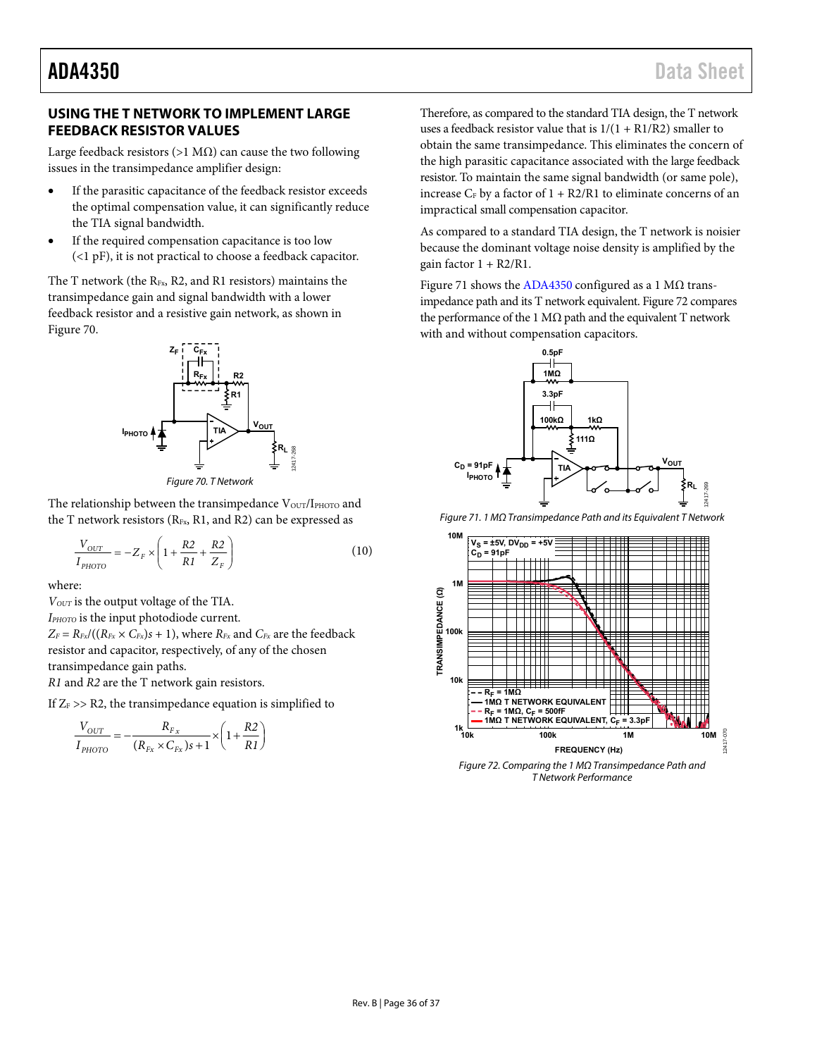## USING THE T NETWORK TO IMPLEMENT LARGE FEEDBACK RESISTOR VALUES

Large feedback resistors (>1 MΩ) can cause the two following issues in the transimpedance amplifier design:

- If the parasitic capacitance of the feedback resistor exceeds the optimal compensation value, it can significantly reduce the TIA signal bandwidth.
- If the required compensation capacitance is too low (<1 pF), it is not practical to choose a feedback capacitor.

The T network (the $R_{Fx}$, R2, and R1 resistors) maintains the transimpedance gain and signal bandwidth with a lower feedback resistor and a resistive gain network, as shown in Figure 70.

*Figure 70. T Network*

The relationship between the transimpedance $V_{OUT}/I_{PHOTO}$ and the T network resistors ($R_{Fx}$, R2, and R1) can be expressed as

$$\frac{V_{OUT}}{I_{PHOTO}} = -Z_F \times \left(1 + \frac{R2}{R1} + \frac{R2}{Z_F}\right) \tag{10}$$

where:
$V_{OUT}$ is the output voltage of the TIA.
$I_{PHOTO}$ is the input photodiode current.
$Z_F = R_{Fx}/((R_{Fx} \times C_{Fx})s + 1)$, where $R_{Fx}$ and $C_{Fx}$ are the feedback resistor and capacitor, respectively, of any of the chosen transimpedance gain paths.
$R1$ and $R2$ are the T network gain resistors.

If $Z_F >> R2$, the transimpedance equation is simplified to

$$\frac{V_{OUT}}{I_{PHOTO}} = -\frac{R_{Fx}}{(R_{Fx} \times C_{Fx})s + 1} \times \left(1 + \frac{R2}{R1}\right)$$

Therefore, as compared to the standard TIA design, the T network uses a feedback resistor value that is $1/(1 + R1/R2)$ smaller to obtain the same transimpedance. This eliminates the concern of the high parasitic capacitance associated with the large feedback resistor. To maintain the same signal bandwidth (or same pole), increase $C_F$ by a factor of 1 + R2/R1 to eliminate concerns of an impractical small compensation capacitor.

As compared to a standard TIA design, the T network is noisier because the dominant voltage noise density is amplified by the gain factor 1 + R2/R1.

Figure 71 shows the ADA4350 configured as a 1 MΩ transimpedance path and its T network equivalent. Figure 72 compares the performance of the 1 MΩ path and the equivalent T network with and without compensation capacitors.

*Figure 71. 1 MΩ Transimpedance Path and its Equivalent T Network*

*Figure 72. Comparing the 1 MΩ Transimpedance Path and T Network Performance*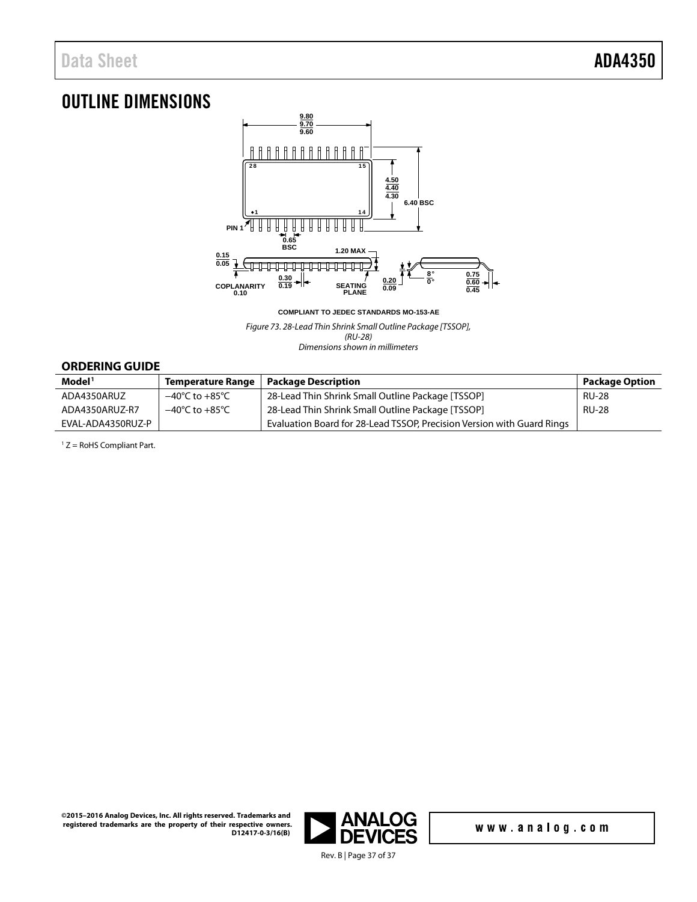## OUTLINE DIMENSIONS

9.80
9.70
9.60

28
15
1
14

4.50
4.40
4.30

6.40 BSC

PIN 1

0.65
BSC

1.20 MAX

0.15
0.05

COPLANARITY
0.10

0.30
0.19

SEATING
PLANE

0.20
0.09

8°
0°

0.75
0.60
0.45

COMPLIANT TO JEDEC STANDARDS MO-153-AE

*Figure 73. 28-Lead Thin Shrink Small Outline Package [TSSOP], (RU-28) Dimensions shown in millimeters*

### ORDERING GUIDE

| Model[1] | Temperature Range | Package Description | Package Option |
|---|---|---|---|
| ADA4350ARUZ | −40°C to +85°C | 28-Lead Thin Shrink Small Outline Package [TSSOP] | RU-28 |
| ADA4350ARUZ-R7 | −40°C to +85°C | 28-Lead Thin Shrink Small Outline Package [TSSOP] | RU-28 |
| EVAL-ADA4350RUZ-P | | Evaluation Board for 28-Lead TSSOP, Precision Version with Guard Rings | |

[1] Z = RoHS Compliant Part.

©2015–2016 Analog Devices, Inc. All rights reserved. Trademarks and registered trademarks are the property of their respective owners. D12417-0-3/16(B)

www.analog.com